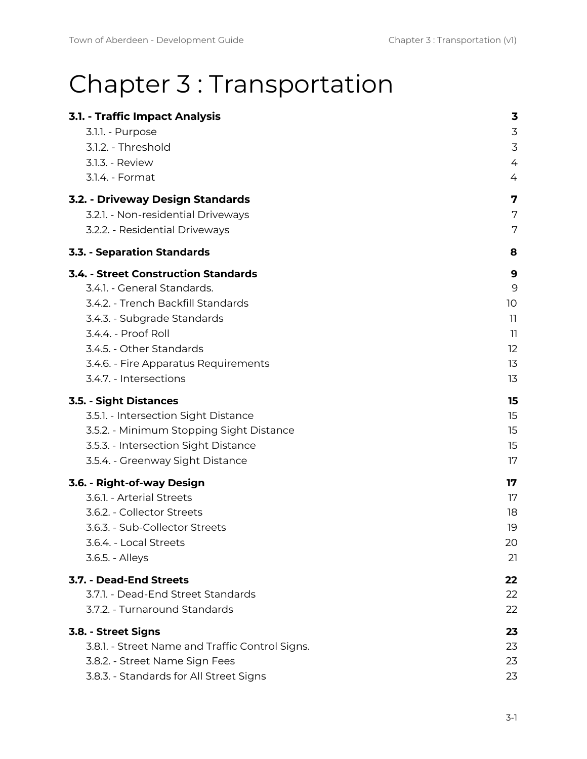# Chapter 3 : Transportation

| | |
|---|---|
| **3.1. - Traffic Impact Analysis** | **3** |
| 3.1.1. - Purpose | 3 |
| 3.1.2. - Threshold | 3 |
| 3.1.3. - Review | 4 |
| 3.1.4. - Format | 4 |
| **3.2. - Driveway Design Standards** | **7** |
| 3.2.1. - Non-residential Driveways | 7 |
| 3.2.2. - Residential Driveways | 7 |
| **3.3. - Separation Standards** | **8** |
| **3.4. - Street Construction Standards** | **9** |
| 3.4.1. - General Standards. | 9 |
| 3.4.2. - Trench Backfill Standards | 10 |
| 3.4.3. - Subgrade Standards | 11 |
| 3.4.4. - Proof Roll | 11 |
| 3.4.5. - Other Standards | 12 |
| 3.4.6. - Fire Apparatus Requirements | 13 |
| 3.4.7. - Intersections | 13 |
| **3.5. - Sight Distances** | **15** |
| 3.5.1. - Intersection Sight Distance | 15 |
| 3.5.2. - Minimum Stopping Sight Distance | 15 |
| 3.5.3. - Intersection Sight Distance | 15 |
| 3.5.4. - Greenway Sight Distance | 17 |
| **3.6. - Right-of-way Design** | **17** |
| 3.6.1. - Arterial Streets | 17 |
| 3.6.2. - Collector Streets | 18 |
| 3.6.3. - Sub-Collector Streets | 19 |
| 3.6.4. - Local Streets | 20 |
| 3.6.5. - Alleys | 21 |
| **3.7. - Dead-End Streets** | **22** |
| 3.7.1. - Dead-End Street Standards | 22 |
| 3.7.2. - Turnaround Standards | 22 |
| **3.8. - Street Signs** | **23** |
| 3.8.1. - Street Name and Traffic Control Signs. | 23 |
| 3.8.2. - Street Name Sign Fees | 23 |
| 3.8.3. - Standards for All Street Signs | 23 |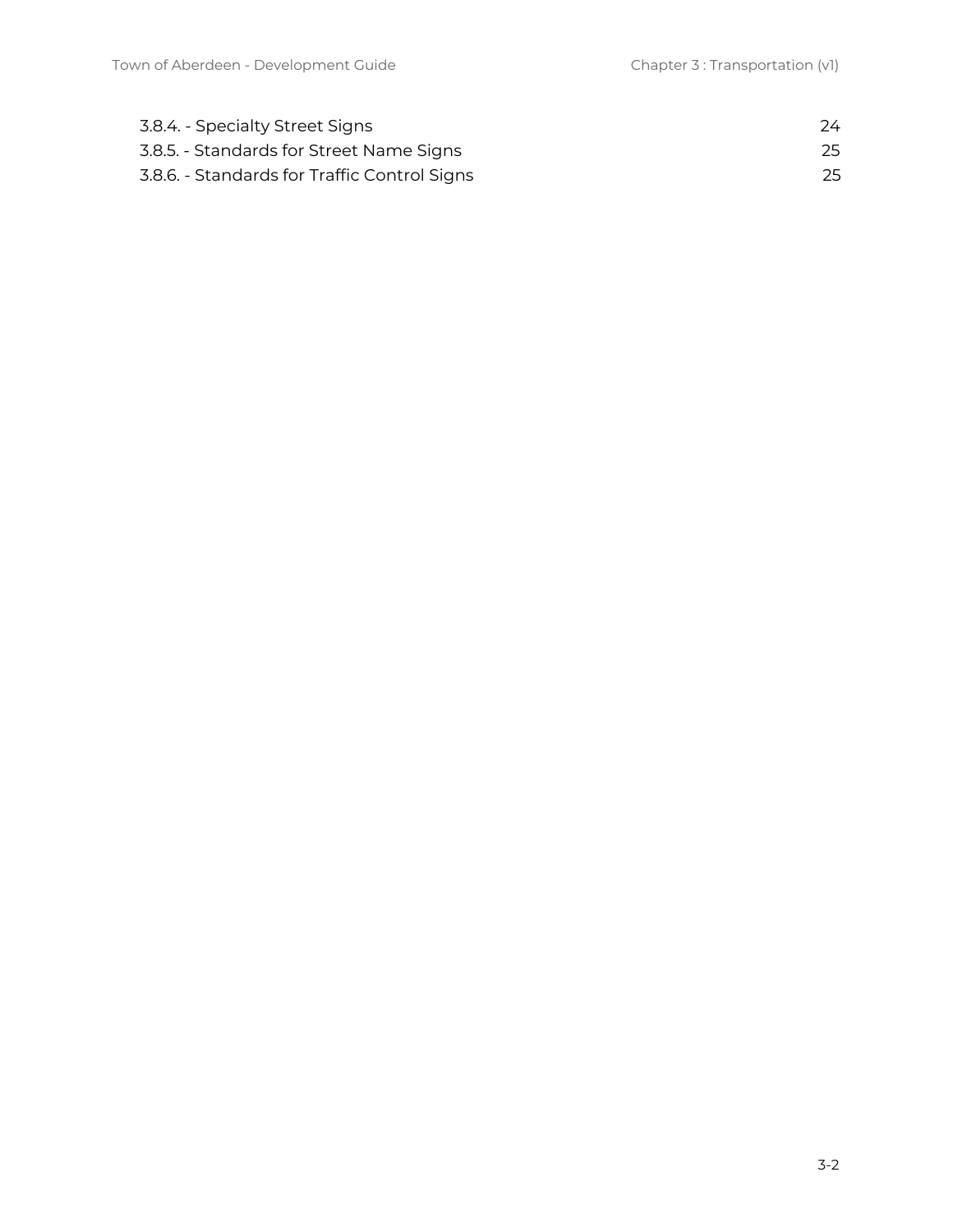3.8.4. - Specialty Street Signs 24
3.8.5. - Standards for Street Name Signs 25
3.8.6. - Standards for Traffic Control Signs 25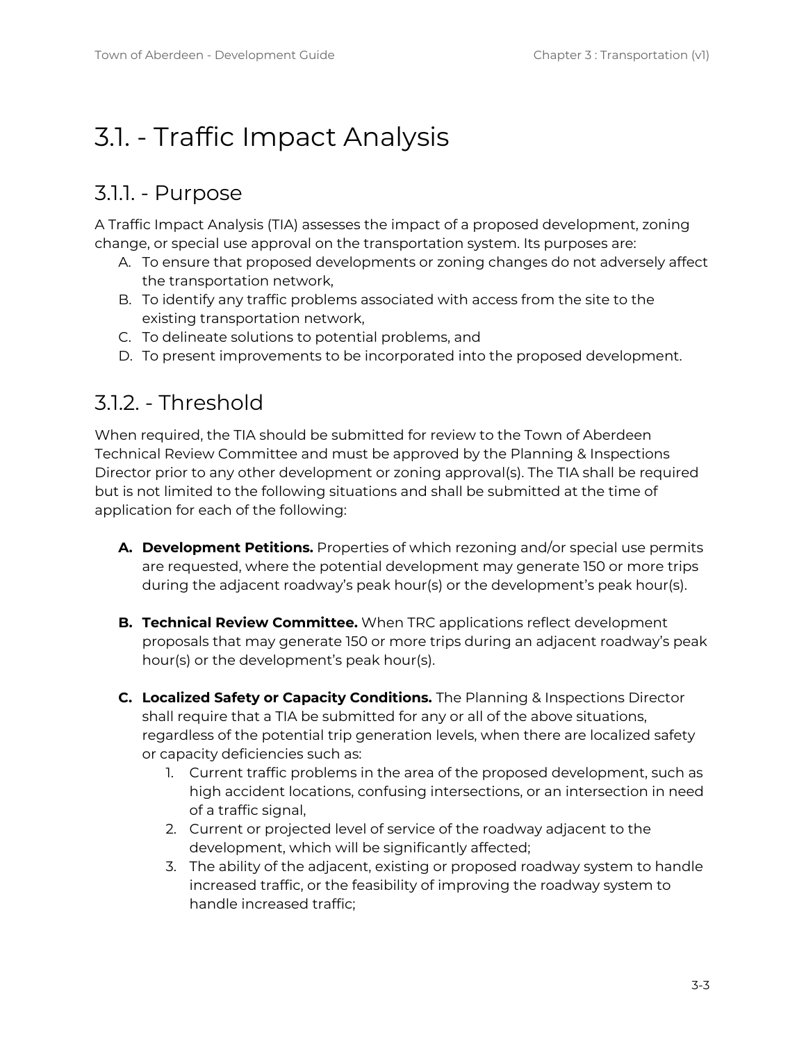# 3.1. - Traffic Impact Analysis

## 3.1.1. - Purpose

A Traffic Impact Analysis (TIA) assesses the impact of a proposed development, zoning change, or special use approval on the transportation system. Its purposes are:

A. To ensure that proposed developments or zoning changes do not adversely affect the transportation network,
B. To identify any traffic problems associated with access from the site to the existing transportation network,
C. To delineate solutions to potential problems, and
D. To present improvements to be incorporated into the proposed development.

## 3.1.2. - Threshold

When required, the TIA should be submitted for review to the Town of Aberdeen Technical Review Committee and must be approved by the Planning & Inspections Director prior to any other development or zoning approval(s). The TIA shall be required but is not limited to the following situations and shall be submitted at the time of application for each of the following:

**A. Development Petitions.** Properties of which rezoning and/or special use permits are requested, where the potential development may generate 150 or more trips during the adjacent roadway's peak hour(s) or the development's peak hour(s).

**B. Technical Review Committee.** When TRC applications reflect development proposals that may generate 150 or more trips during an adjacent roadway's peak hour(s) or the development's peak hour(s).

**C. Localized Safety or Capacity Conditions.** The Planning & Inspections Director shall require that a TIA be submitted for any or all of the above situations, regardless of the potential trip generation levels, when there are localized safety or capacity deficiencies such as:

1. Current traffic problems in the area of the proposed development, such as high accident locations, confusing intersections, or an intersection in need of a traffic signal,
2. Current or projected level of service of the roadway adjacent to the development, which will be significantly affected;
3. The ability of the adjacent, existing or proposed roadway system to handle increased traffic, or the feasibility of improving the roadway system to handle increased traffic;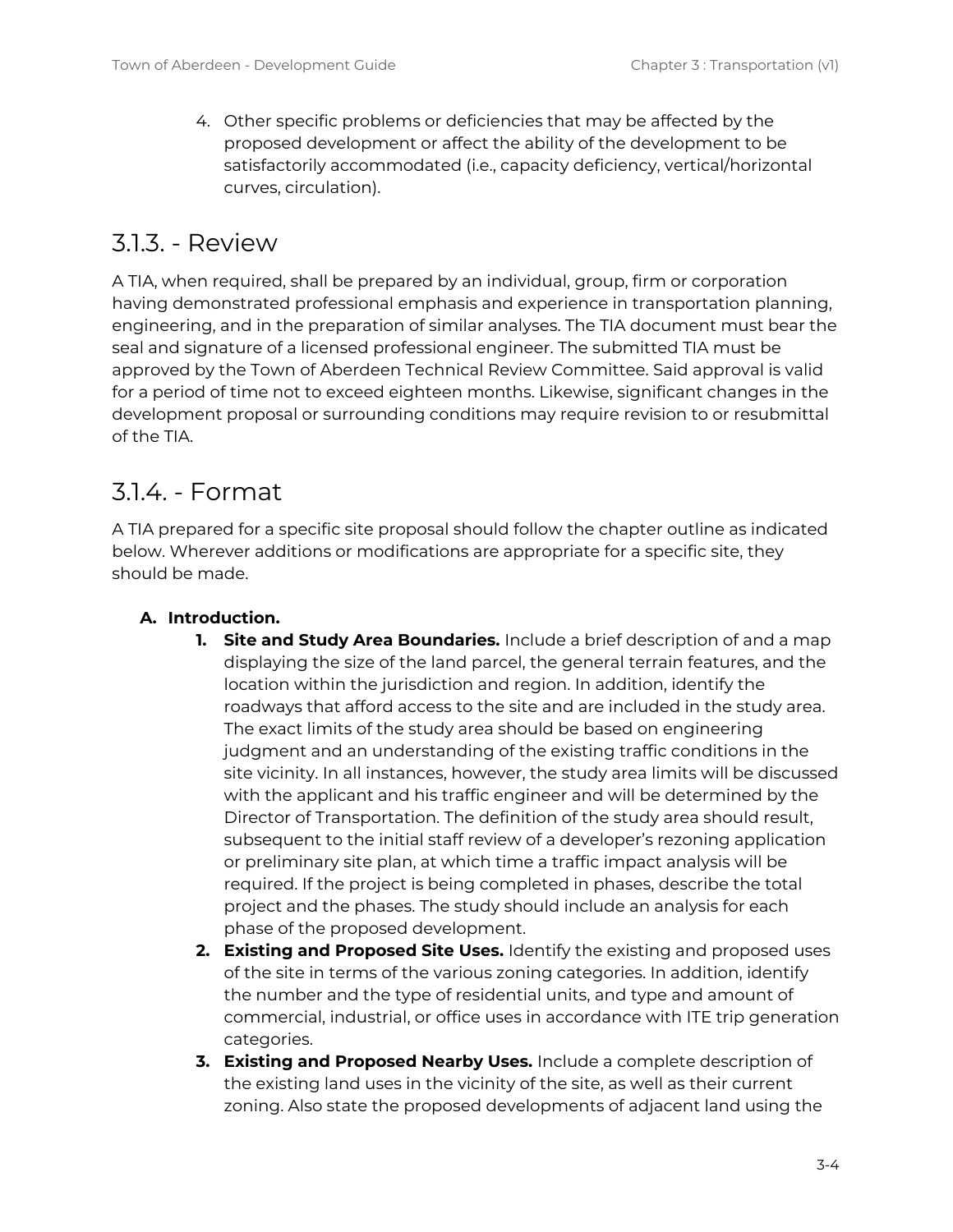4. Other specific problems or deficiencies that may be affected by the proposed development or affect the ability of the development to be satisfactorily accommodated (i.e., capacity deficiency, vertical/horizontal curves, circulation).

## 3.1.3. - Review

A TIA, when required, shall be prepared by an individual, group, firm or corporation having demonstrated professional emphasis and experience in transportation planning, engineering, and in the preparation of similar analyses. The TIA document must bear the seal and signature of a licensed professional engineer. The submitted TIA must be approved by the Town of Aberdeen Technical Review Committee. Said approval is valid for a period of time not to exceed eighteen months. Likewise, significant changes in the development proposal or surrounding conditions may require revision to or resubmittal of the TIA.

## 3.1.4. - Format

A TIA prepared for a specific site proposal should follow the chapter outline as indicated below. Wherever additions or modifications are appropriate for a specific site, they should be made.

**A. Introduction.**

1. **Site and Study Area Boundaries.** Include a brief description of and a map displaying the size of the land parcel, the general terrain features, and the location within the jurisdiction and region. In addition, identify the roadways that afford access to the site and are included in the study area. The exact limits of the study area should be based on engineering judgment and an understanding of the existing traffic conditions in the site vicinity. In all instances, however, the study area limits will be discussed with the applicant and his traffic engineer and will be determined by the Director of Transportation. The definition of the study area should result, subsequent to the initial staff review of a developer's rezoning application or preliminary site plan, at which time a traffic impact analysis will be required. If the project is being completed in phases, describe the total project and the phases. The study should include an analysis for each phase of the proposed development.
2. **Existing and Proposed Site Uses.** Identify the existing and proposed uses of the site in terms of the various zoning categories. In addition, identify the number and the type of residential units, and type and amount of commercial, industrial, or office uses in accordance with ITE trip generation categories.
3. **Existing and Proposed Nearby Uses.** Include a complete description of the existing land uses in the vicinity of the site, as well as their current zoning. Also state the proposed developments of adjacent land using the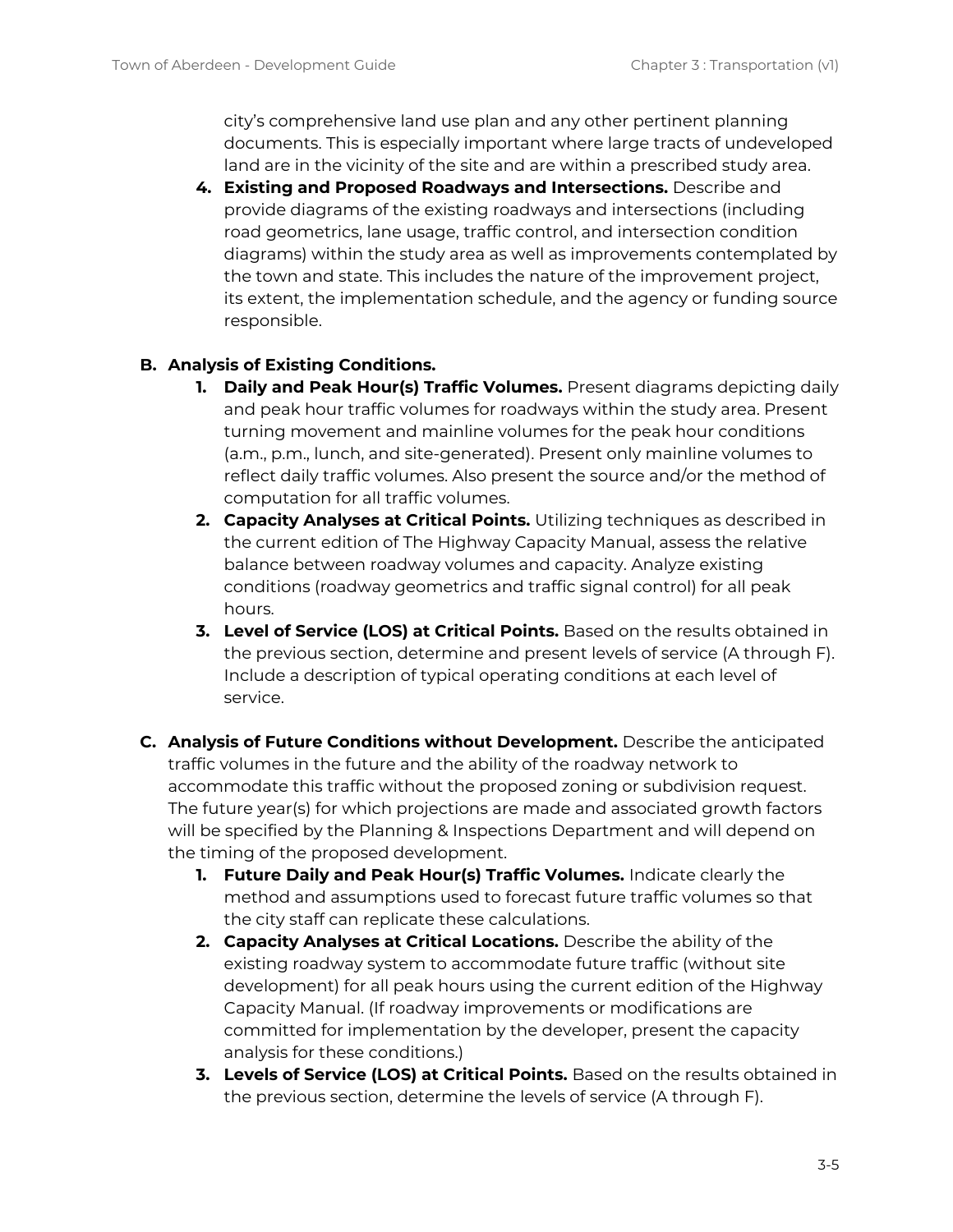city's comprehensive land use plan and any other pertinent planning documents. This is especially important where large tracts of undeveloped land are in the vicinity of the site and are within a prescribed study area.

4. **Existing and Proposed Roadways and Intersections.** Describe and provide diagrams of the existing roadways and intersections (including road geometrics, lane usage, traffic control, and intersection condition diagrams) within the study area as well as improvements contemplated by the town and state. This includes the nature of the improvement project, its extent, the implementation schedule, and the agency or funding source responsible.

**B. Analysis of Existing Conditions.**

1. **Daily and Peak Hour(s) Traffic Volumes.** Present diagrams depicting daily and peak hour traffic volumes for roadways within the study area. Present turning movement and mainline volumes for the peak hour conditions (a.m., p.m., lunch, and site-generated). Present only mainline volumes to reflect daily traffic volumes. Also present the source and/or the method of computation for all traffic volumes.
2. **Capacity Analyses at Critical Points.** Utilizing techniques as described in the current edition of The Highway Capacity Manual, assess the relative balance between roadway volumes and capacity. Analyze existing conditions (roadway geometrics and traffic signal control) for all peak hours.
3. **Level of Service (LOS) at Critical Points.** Based on the results obtained in the previous section, determine and present levels of service (A through F). Include a description of typical operating conditions at each level of service.

**C. Analysis of Future Conditions without Development.** Describe the anticipated traffic volumes in the future and the ability of the roadway network to accommodate this traffic without the proposed zoning or subdivision request. The future year(s) for which projections are made and associated growth factors will be specified by the Planning & Inspections Department and will depend on the timing of the proposed development.

1. **Future Daily and Peak Hour(s) Traffic Volumes.** Indicate clearly the method and assumptions used to forecast future traffic volumes so that the city staff can replicate these calculations.
2. **Capacity Analyses at Critical Locations.** Describe the ability of the existing roadway system to accommodate future traffic (without site development) for all peak hours using the current edition of the Highway Capacity Manual. (If roadway improvements or modifications are committed for implementation by the developer, present the capacity analysis for these conditions.)
3. **Levels of Service (LOS) at Critical Points.** Based on the results obtained in the previous section, determine the levels of service (A through F).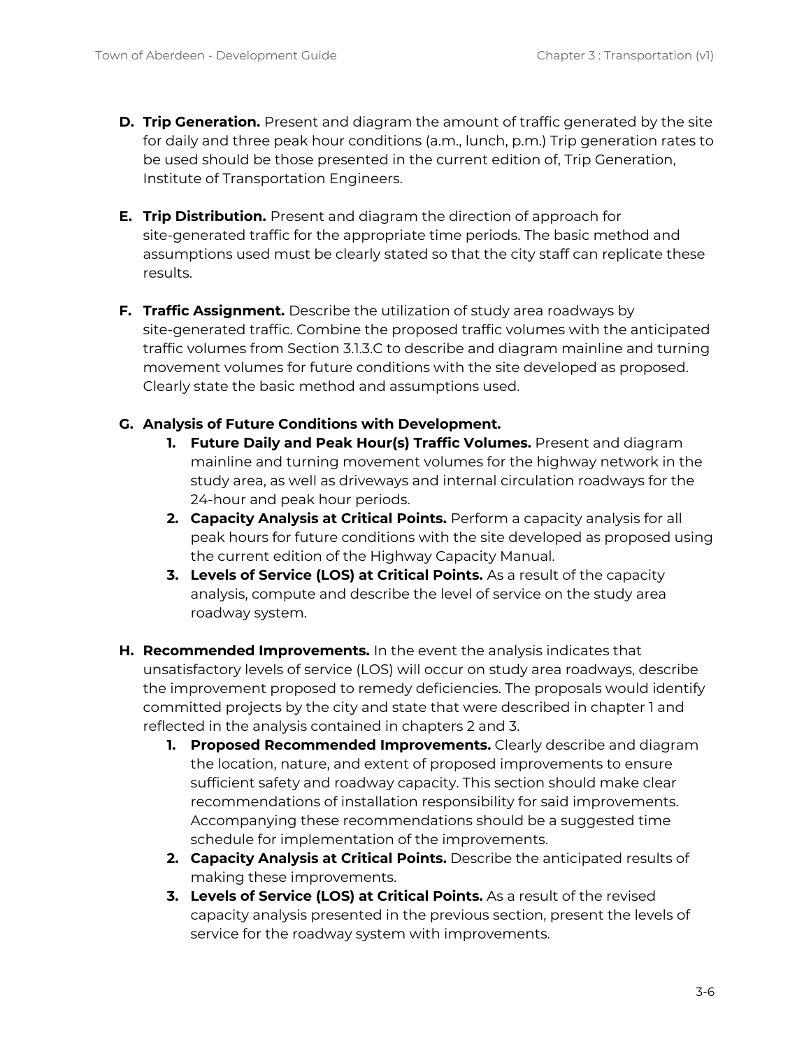- **D. Trip Generation.** Present and diagram the amount of traffic generated by the site for daily and three peak hour conditions (a.m., lunch, p.m.) Trip generation rates to be used should be those presented in the current edition of, Trip Generation, Institute of Transportation Engineers.

- **E. Trip Distribution.** Present and diagram the direction of approach for site-generated traffic for the appropriate time periods. The basic method and assumptions used must be clearly stated so that the city staff can replicate these results.

- **F. Traffic Assignment.** Describe the utilization of study area roadways by site-generated traffic. Combine the proposed traffic volumes with the anticipated traffic volumes from Section 3.1.3.C to describe and diagram mainline and turning movement volumes for future conditions with the site developed as proposed. Clearly state the basic method and assumptions used.

- **G. Analysis of Future Conditions with Development.**
    1. **Future Daily and Peak Hour(s) Traffic Volumes.** Present and diagram mainline and turning movement volumes for the highway network in the study area, as well as driveways and internal circulation roadways for the 24-hour and peak hour periods.
    2. **Capacity Analysis at Critical Points.** Perform a capacity analysis for all peak hours for future conditions with the site developed as proposed using the current edition of the Highway Capacity Manual.
    3. **Levels of Service (LOS) at Critical Points.** As a result of the capacity analysis, compute and describe the level of service on the study area roadway system.

- **H. Recommended Improvements.** In the event the analysis indicates that unsatisfactory levels of service (LOS) will occur on study area roadways, describe the improvement proposed to remedy deficiencies. The proposals would identify committed projects by the city and state that were described in chapter 1 and reflected in the analysis contained in chapters 2 and 3.
    1. **Proposed Recommended Improvements.** Clearly describe and diagram the location, nature, and extent of proposed improvements to ensure sufficient safety and roadway capacity. This section should make clear recommendations of installation responsibility for said improvements. Accompanying these recommendations should be a suggested time schedule for implementation of the improvements.
    2. **Capacity Analysis at Critical Points.** Describe the anticipated results of making these improvements.
    3. **Levels of Service (LOS) at Critical Points.** As a result of the revised capacity analysis presented in the previous section, present the levels of service for the roadway system with improvements.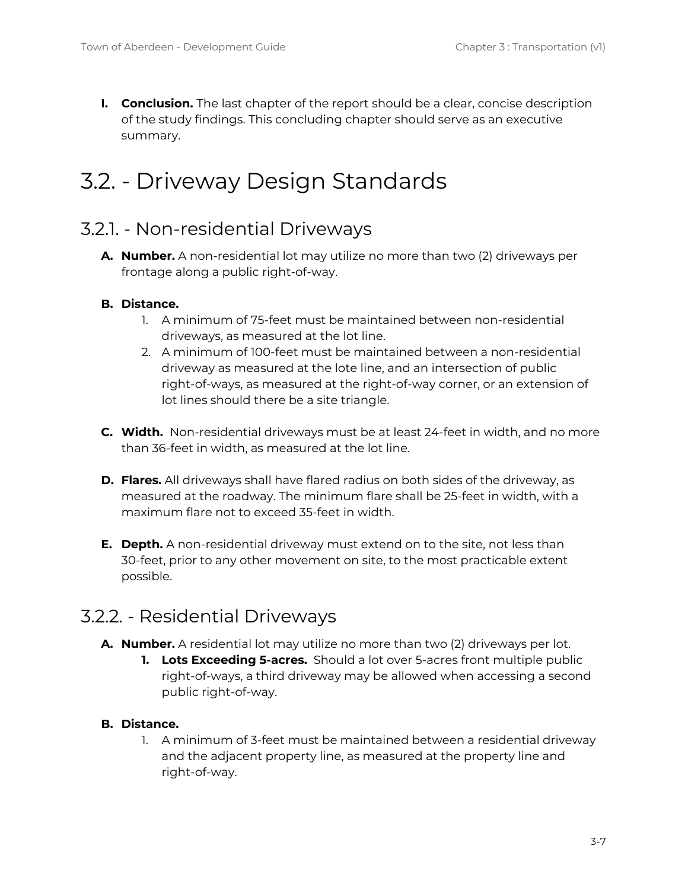**I. Conclusion.** The last chapter of the report should be a clear, concise description of the study findings. This concluding chapter should serve as an executive summary.

# 3.2. - Driveway Design Standards

## 3.2.1. - Non-residential Driveways

**A. Number.** A non-residential lot may utilize no more than two (2) driveways per frontage along a public right-of-way.

**B. Distance.**

1. A minimum of 75-feet must be maintained between non-residential driveways, as measured at the lot line.
2. A minimum of 100-feet must be maintained between a non-residential driveway as measured at the lote line, and an intersection of public right-of-ways, as measured at the right-of-way corner, or an extension of lot lines should there be a site triangle.

**C. Width.** Non-residential driveways must be at least 24-feet in width, and no more than 36-feet in width, as measured at the lot line.

**D. Flares.** All driveways shall have flared radius on both sides of the driveway, as measured at the roadway. The minimum flare shall be 25-feet in width, with a maximum flare not to exceed 35-feet in width.

**E. Depth.** A non-residential driveway must extend on to the site, not less than 30-feet, prior to any other movement on site, to the most practicable extent possible.

## 3.2.2. - Residential Driveways

**A. Number.** A residential lot may utilize no more than two (2) driveways per lot.

1. **Lots Exceeding 5-acres.** Should a lot over 5-acres front multiple public right-of-ways, a third driveway may be allowed when accessing a second public right-of-way.

**B. Distance.**

1. A minimum of 3-feet must be maintained between a residential driveway and the adjacent property line, as measured at the property line and right-of-way.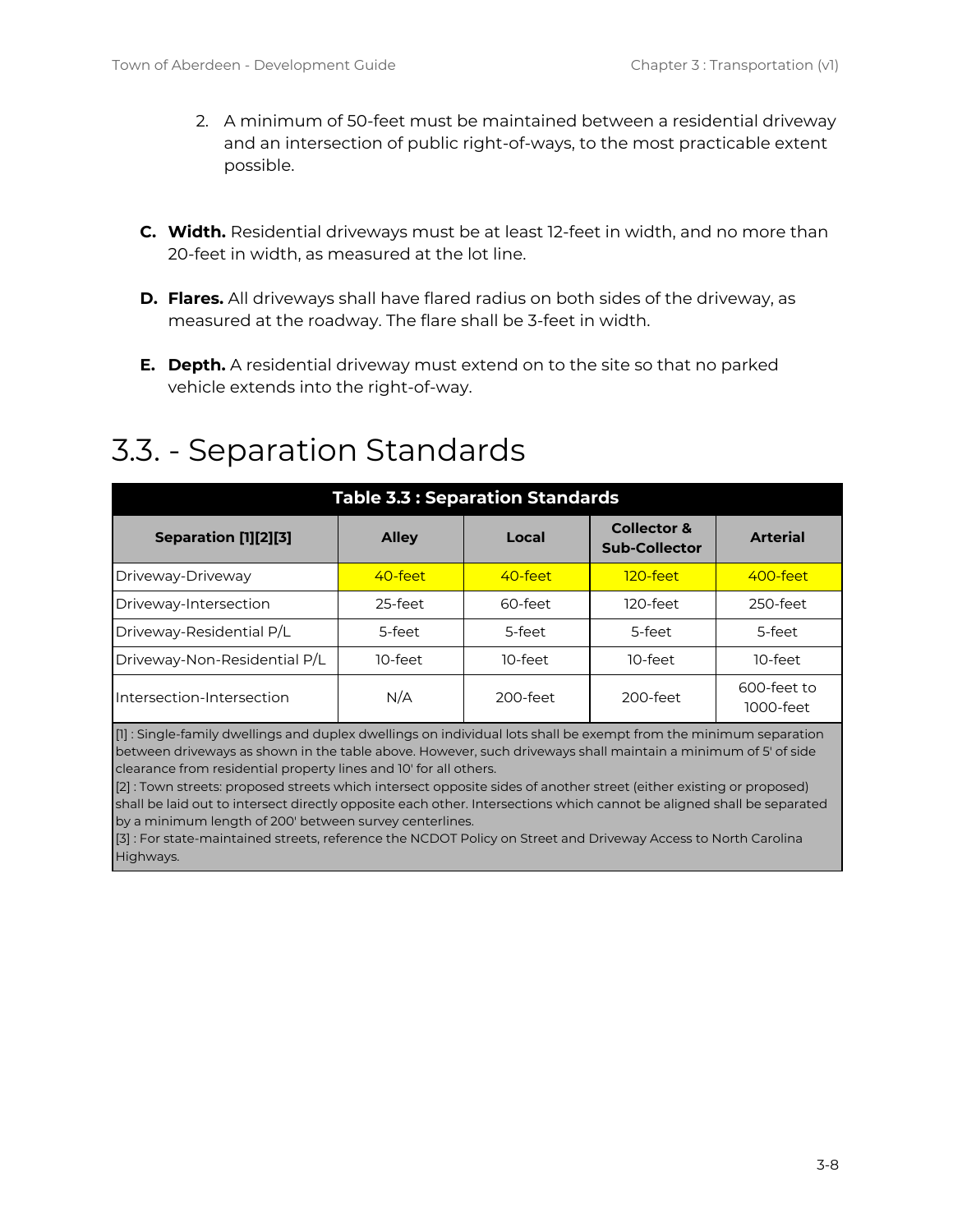2. A minimum of 50-feet must be maintained between a residential driveway and an intersection of public right-of-ways, to the most practicable extent possible.

**C. Width.** Residential driveways must be at least 12-feet in width, and no more than 20-feet in width, as measured at the lot line.

**D. Flares.** All driveways shall have flared radius on both sides of the driveway, as measured at the roadway. The flare shall be 3-feet in width.

**E. Depth.** A residential driveway must extend on to the site so that no parked vehicle extends into the right-of-way.

# 3.3. - Separation Standards

| Table 3.3 : Separation Standards | | | | |
|---|---|---|---|---|
| **Separation [1][2][3]** | **Alley** | **Local** | **Collector & Sub-Collector** | **Arterial** |
| Driveway-Driveway | 40-feet | 40-feet | 120-feet | 400-feet |
| Driveway-Intersection | 25-feet | 60-feet | 120-feet | 250-feet |
| Driveway-Residential P/L | 5-feet | 5-feet | 5-feet | 5-feet |
| Driveway-Non-Residential P/L | 10-feet | 10-feet | 10-feet | 10-feet |
| Intersection-Intersection | N/A | 200-feet | 200-feet | 600-feet to 1000-feet |

[1] : Single-family dwellings and duplex dwellings on individual lots shall be exempt from the minimum separation between driveways as shown in the table above. However, such driveways shall maintain a minimum of 5' of side clearance from residential property lines and 10' for all others.
[2] : Town streets: proposed streets which intersect opposite sides of another street (either existing or proposed) shall be laid out to intersect directly opposite each other. Intersections which cannot be aligned shall be separated by a minimum length of 200' between survey centerlines.
[3] : For state-maintained streets, reference the NCDOT Policy on Street and Driveway Access to North Carolina Highways.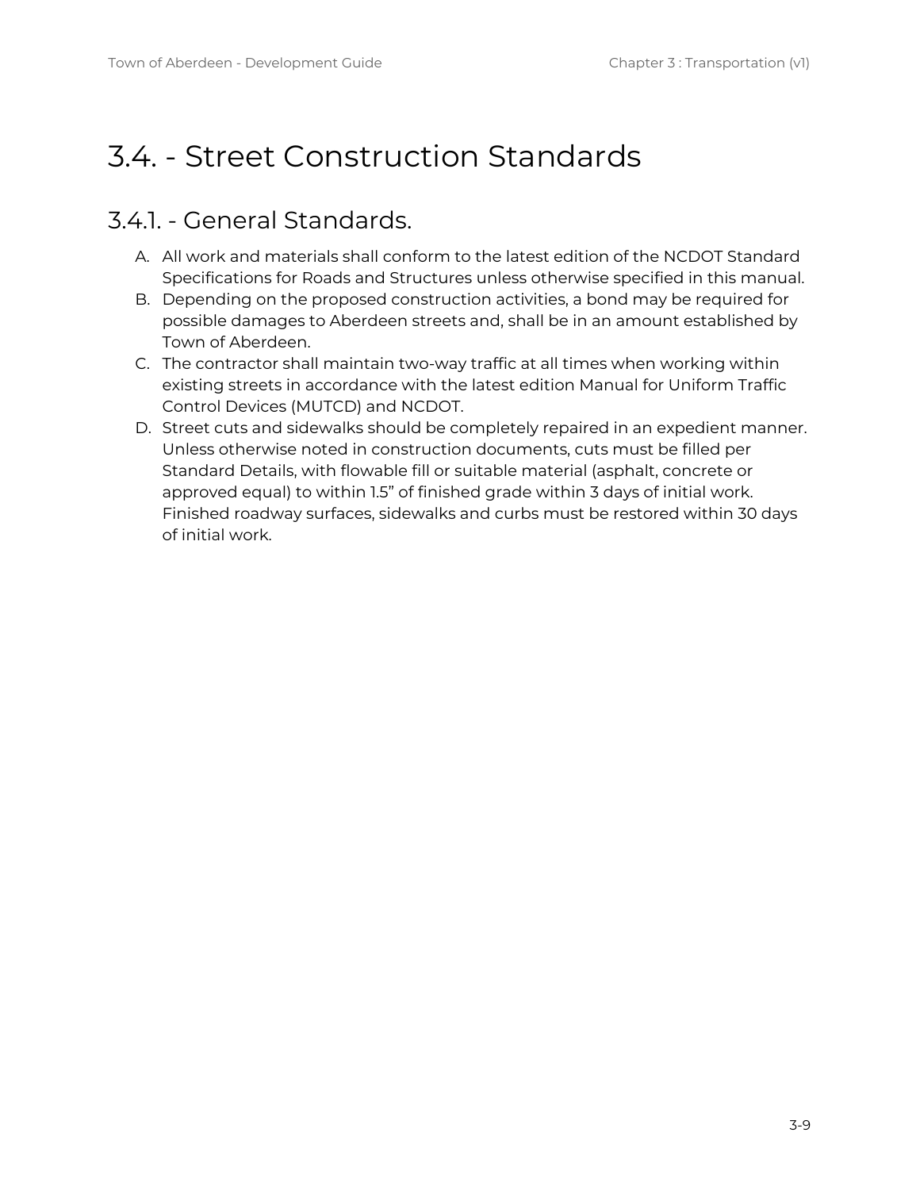# 3.4. - Street Construction Standards

## 3.4.1. - General Standards.

A. All work and materials shall conform to the latest edition of the NCDOT Standard Specifications for Roads and Structures unless otherwise specified in this manual.
B. Depending on the proposed construction activities, a bond may be required for possible damages to Aberdeen streets and, shall be in an amount established by Town of Aberdeen.
C. The contractor shall maintain two-way traffic at all times when working within existing streets in accordance with the latest edition Manual for Uniform Traffic Control Devices (MUTCD) and NCDOT.
D. Street cuts and sidewalks should be completely repaired in an expedient manner. Unless otherwise noted in construction documents, cuts must be filled per Standard Details, with flowable fill or suitable material (asphalt, concrete or approved equal) to within 1.5" of finished grade within 3 days of initial work. Finished roadway surfaces, sidewalks and curbs must be restored within 30 days of initial work.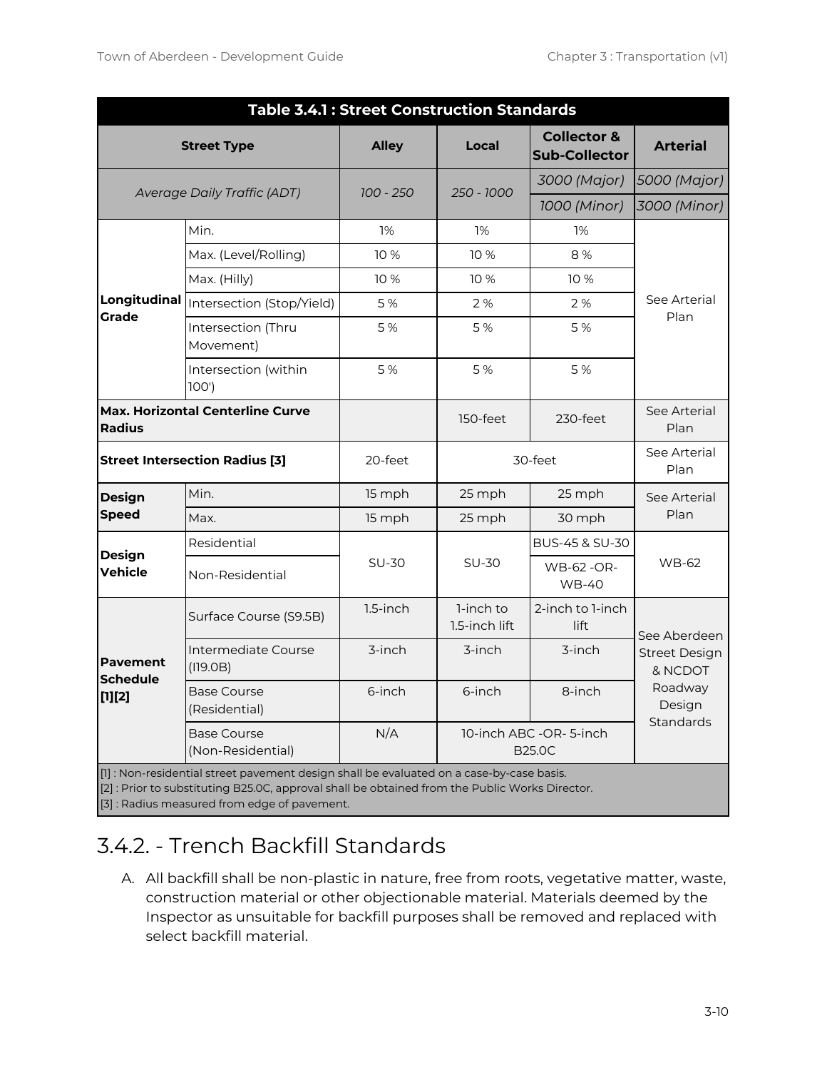| Table 3.4.1 : Street Construction Standards | | | | | |
|---|---|---|---|---|---|
| **Street Type** | | **Alley** | **Local** | **Collector & Sub-Collector** | **Arterial** |
| *Average Daily Traffic (ADT)* | | *100 - 250* | *250 - 1000* | *3000 (Major)* | *5000 (Major)* |
| | | | | *1000 (Minor)* | *3000 (Minor)* |
| **Longitudinal Grade** | Min. | 1% | 1% | 1% | See Arterial Plan |
| | Max. (Level/Rolling) | 10 % | 10 % | 8 % | |
| | Max. (Hilly) | 10 % | 10 % | 10 % | |
| | Intersection (Stop/Yield) | 5 % | 2 % | 2 % | |
| | Intersection (Thru Movement) | 5 % | 5 % | 5 % | |
| | Intersection (within 100') | 5 % | 5 % | 5 % | |
| **Max. Horizontal Centerline Curve Radius** | | | 150-feet | 230-feet | See Arterial Plan |
| **Street Intersection Radius [3]** | | 20-feet | 30-feet | | See Arterial Plan |
| **Design Speed** | Min. | 15 mph | 25 mph | 25 mph | See Arterial Plan |
| | Max. | 15 mph | 25 mph | 30 mph | |
| **Design Vehicle** | Residential | SU-30 | SU-30 | BUS-45 & SU-30 | WB-62 |
| | Non-Residential | | | WB-62 -OR- WB-40 | |
| **Pavement Schedule [1][2]** | Surface Course (S9.5B) | 1.5-inch | 1-inch to 1.5-inch lift | 2-inch to 1-inch lift | See Aberdeen Street Design & NCDOT Roadway Design Standards |
| | Intermediate Course (I19.0B) | 3-inch | 3-inch | 3-inch | |
| | Base Course (Residential) | 6-inch | 6-inch | 8-inch | |
| | Base Course (Non-Residential) | N/A | 10-inch ABC -OR- 5-inch B25.0C | | |

[1] : Non-residential street pavement design shall be evaluated on a case-by-case basis.
[2] : Prior to substituting B25.0C, approval shall be obtained from the Public Works Director.
[3] : Radius measured from edge of pavement.

## 3.4.2. - Trench Backfill Standards

A. All backfill shall be non-plastic in nature, free from roots, vegetative matter, waste, construction material or other objectionable material. Materials deemed by the Inspector as unsuitable for backfill purposes shall be removed and replaced with select backfill material.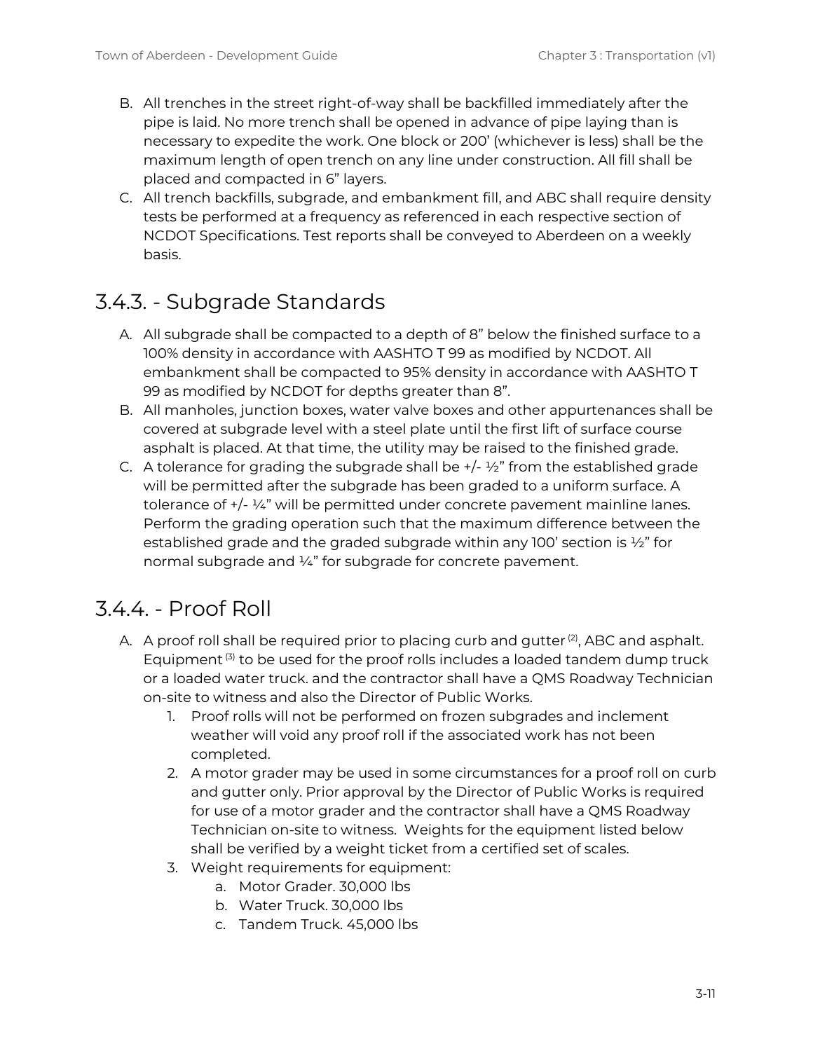B. All trenches in the street right-of-way shall be backfilled immediately after the pipe is laid. No more trench shall be opened in advance of pipe laying than is necessary to expedite the work. One block or 200' (whichever is less) shall be the maximum length of open trench on any line under construction. All fill shall be placed and compacted in 6" layers.

C. All trench backfills, subgrade, and embankment fill, and ABC shall require density tests be performed at a frequency as referenced in each respective section of NCDOT Specifications. Test reports shall be conveyed to Aberdeen on a weekly basis.

## 3.4.3. - Subgrade Standards

A. All subgrade shall be compacted to a depth of 8" below the finished surface to a 100% density in accordance with AASHTO T 99 as modified by NCDOT. All embankment shall be compacted to 95% density in accordance with AASHTO T 99 as modified by NCDOT for depths greater than 8".

B. All manholes, junction boxes, water valve boxes and other appurtenances shall be covered at subgrade level with a steel plate until the first lift of surface course asphalt is placed. At that time, the utility may be raised to the finished grade.

C. A tolerance for grading the subgrade shall be +/- ½" from the established grade will be permitted after the subgrade has been graded to a uniform surface. A tolerance of +/- ¼" will be permitted under concrete pavement mainline lanes. Perform the grading operation such that the maximum difference between the established grade and the graded subgrade within any 100' section is ½" for normal subgrade and ¼" for subgrade for concrete pavement.

## 3.4.4. - Proof Roll

A. A proof roll shall be required prior to placing curb and gutter [(2)], ABC and asphalt. Equipment [(3)] to be used for the proof rolls includes a loaded tandem dump truck or a loaded water truck. and the contractor shall have a QMS Roadway Technician on-site to witness and also the Director of Public Works.

   1. Proof rolls will not be performed on frozen subgrades and inclement weather will void any proof roll if the associated work has not been completed.
   2. A motor grader may be used in some circumstances for a proof roll on curb and gutter only. Prior approval by the Director of Public Works is required for use of a motor grader and the contractor shall have a QMS Roadway Technician on-site to witness. Weights for the equipment listed below shall be verified by a weight ticket from a certified set of scales.
   3. Weight requirements for equipment:
      a. Motor Grader. 30,000 lbs
      b. Water Truck. 30,000 lbs
      c. Tandem Truck. 45,000 lbs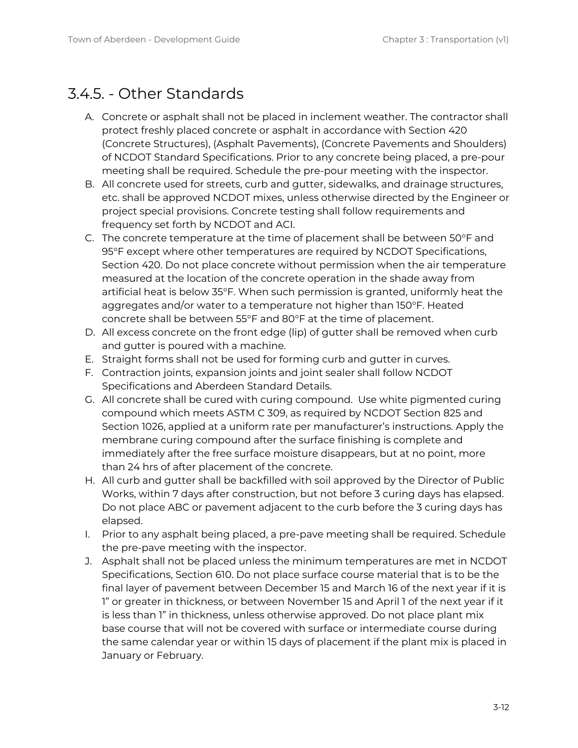## 3.4.5. - Other Standards

A. Concrete or asphalt shall not be placed in inclement weather. The contractor shall protect freshly placed concrete or asphalt in accordance with Section 420 (Concrete Structures), (Asphalt Pavements), (Concrete Pavements and Shoulders) of NCDOT Standard Specifications. Prior to any concrete being placed, a pre-pour meeting shall be required. Schedule the pre-pour meeting with the inspector.
B. All concrete used for streets, curb and gutter, sidewalks, and drainage structures, etc. shall be approved NCDOT mixes, unless otherwise directed by the Engineer or project special provisions. Concrete testing shall follow requirements and frequency set forth by NCDOT and ACI.
C. The concrete temperature at the time of placement shall be between 50°F and 95°F except where other temperatures are required by NCDOT Specifications, Section 420. Do not place concrete without permission when the air temperature measured at the location of the concrete operation in the shade away from artificial heat is below 35°F. When such permission is granted, uniformly heat the aggregates and/or water to a temperature not higher than 150°F. Heated concrete shall be between 55°F and 80°F at the time of placement.
D. All excess concrete on the front edge (lip) of gutter shall be removed when curb and gutter is poured with a machine.
E. Straight forms shall not be used for forming curb and gutter in curves.
F. Contraction joints, expansion joints and joint sealer shall follow NCDOT Specifications and Aberdeen Standard Details.
G. All concrete shall be cured with curing compound. Use white pigmented curing compound which meets ASTM C 309, as required by NCDOT Section 825 and Section 1026, applied at a uniform rate per manufacturer's instructions. Apply the membrane curing compound after the surface finishing is complete and immediately after the free surface moisture disappears, but at no point, more than 24 hrs of after placement of the concrete.
H. All curb and gutter shall be backfilled with soil approved by the Director of Public Works, within 7 days after construction, but not before 3 curing days has elapsed. Do not place ABC or pavement adjacent to the curb before the 3 curing days has elapsed.
I. Prior to any asphalt being placed, a pre-pave meeting shall be required. Schedule the pre-pave meeting with the inspector.
J. Asphalt shall not be placed unless the minimum temperatures are met in NCDOT Specifications, Section 610. Do not place surface course material that is to be the final layer of pavement between December 15 and March 16 of the next year if it is 1" or greater in thickness, or between November 15 and April 1 of the next year if it is less than 1" in thickness, unless otherwise approved. Do not place plant mix base course that will not be covered with surface or intermediate course during the same calendar year or within 15 days of placement if the plant mix is placed in January or February.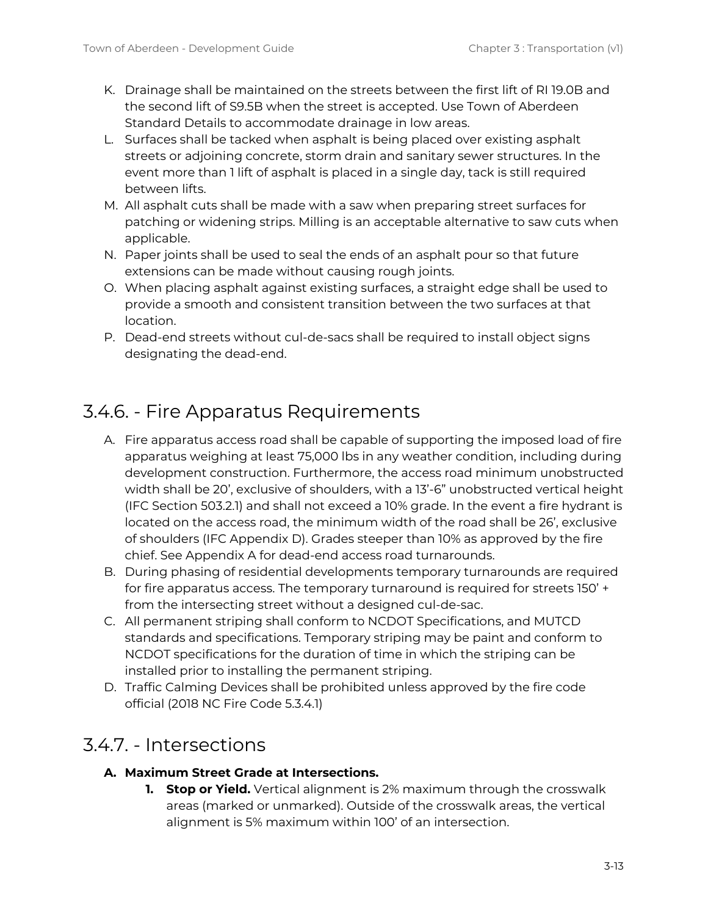K. Drainage shall be maintained on the streets between the first lift of RI 19.0B and the second lift of S9.5B when the street is accepted. Use Town of Aberdeen Standard Details to accommodate drainage in low areas.

L. Surfaces shall be tacked when asphalt is being placed over existing asphalt streets or adjoining concrete, storm drain and sanitary sewer structures. In the event more than 1 lift of asphalt is placed in a single day, tack is still required between lifts.

M. All asphalt cuts shall be made with a saw when preparing street surfaces for patching or widening strips. Milling is an acceptable alternative to saw cuts when applicable.

N. Paper joints shall be used to seal the ends of an asphalt pour so that future extensions can be made without causing rough joints.

O. When placing asphalt against existing surfaces, a straight edge shall be used to provide a smooth and consistent transition between the two surfaces at that location.

P. Dead-end streets without cul-de-sacs shall be required to install object signs designating the dead-end.

## 3.4.6. - Fire Apparatus Requirements

A. Fire apparatus access road shall be capable of supporting the imposed load of fire apparatus weighing at least 75,000 lbs in any weather condition, including during development construction. Furthermore, the access road minimum unobstructed width shall be 20', exclusive of shoulders, with a 13'-6" unobstructed vertical height (IFC Section 503.2.1) and shall not exceed a 10% grade. In the event a fire hydrant is located on the access road, the minimum width of the road shall be 26', exclusive of shoulders (IFC Appendix D). Grades steeper than 10% as approved by the fire chief. See Appendix A for dead-end access road turnarounds.

B. During phasing of residential developments temporary turnarounds are required for fire apparatus access. The temporary turnaround is required for streets 150' + from the intersecting street without a designed cul-de-sac.

C. All permanent striping shall conform to NCDOT Specifications, and MUTCD standards and specifications. Temporary striping may be paint and conform to NCDOT specifications for the duration of time in which the striping can be installed prior to installing the permanent striping.

D. Traffic Calming Devices shall be prohibited unless approved by the fire code official (2018 NC Fire Code 5.3.4.1)

## 3.4.7. - Intersections

**A. Maximum Street Grade at Intersections.**

1. **Stop or Yield.** Vertical alignment is 2% maximum through the crosswalk areas (marked or unmarked). Outside of the crosswalk areas, the vertical alignment is 5% maximum within 100' of an intersection.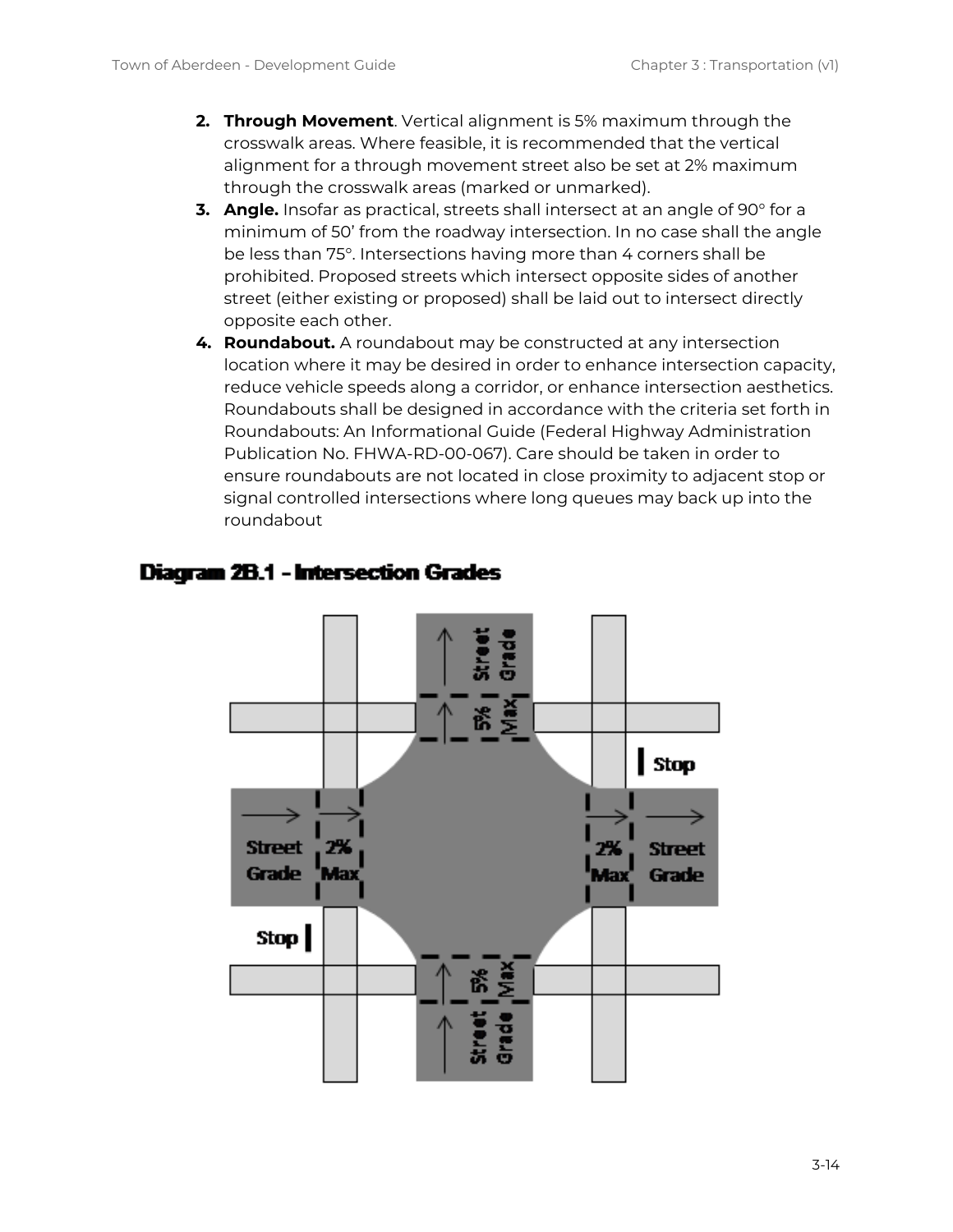2. **Through Movement**. Vertical alignment is 5% maximum through the crosswalk areas. Where feasible, it is recommended that the vertical alignment for a through movement street also be set at 2% maximum through the crosswalk areas (marked or unmarked).
3. **Angle.** Insofar as practical, streets shall intersect at an angle of 90° for a minimum of 50' from the roadway intersection. In no case shall the angle be less than 75°. Intersections having more than 4 corners shall be prohibited. Proposed streets which intersect opposite sides of another street (either existing or proposed) shall be laid out to intersect directly opposite each other.
4. **Roundabout.** A roundabout may be constructed at any intersection location where it may be desired in order to enhance intersection capacity, reduce vehicle speeds along a corridor, or enhance intersection aesthetics. Roundabouts shall be designed in accordance with the criteria set forth in Roundabouts: An Informational Guide (Federal Highway Administration Publication No. FHWA-RD-00-067). Care should be taken in order to ensure roundabouts are not located in close proximity to adjacent stop or signal controlled intersections where long queues may back up into the roundabout

**Diagram 2B.1 - Intersection Grades**

Street Grade | 5% Max | Stop | Street Grade | 2% Max | 2% Max | Street Grade | Stop | 5% Max | Street Grade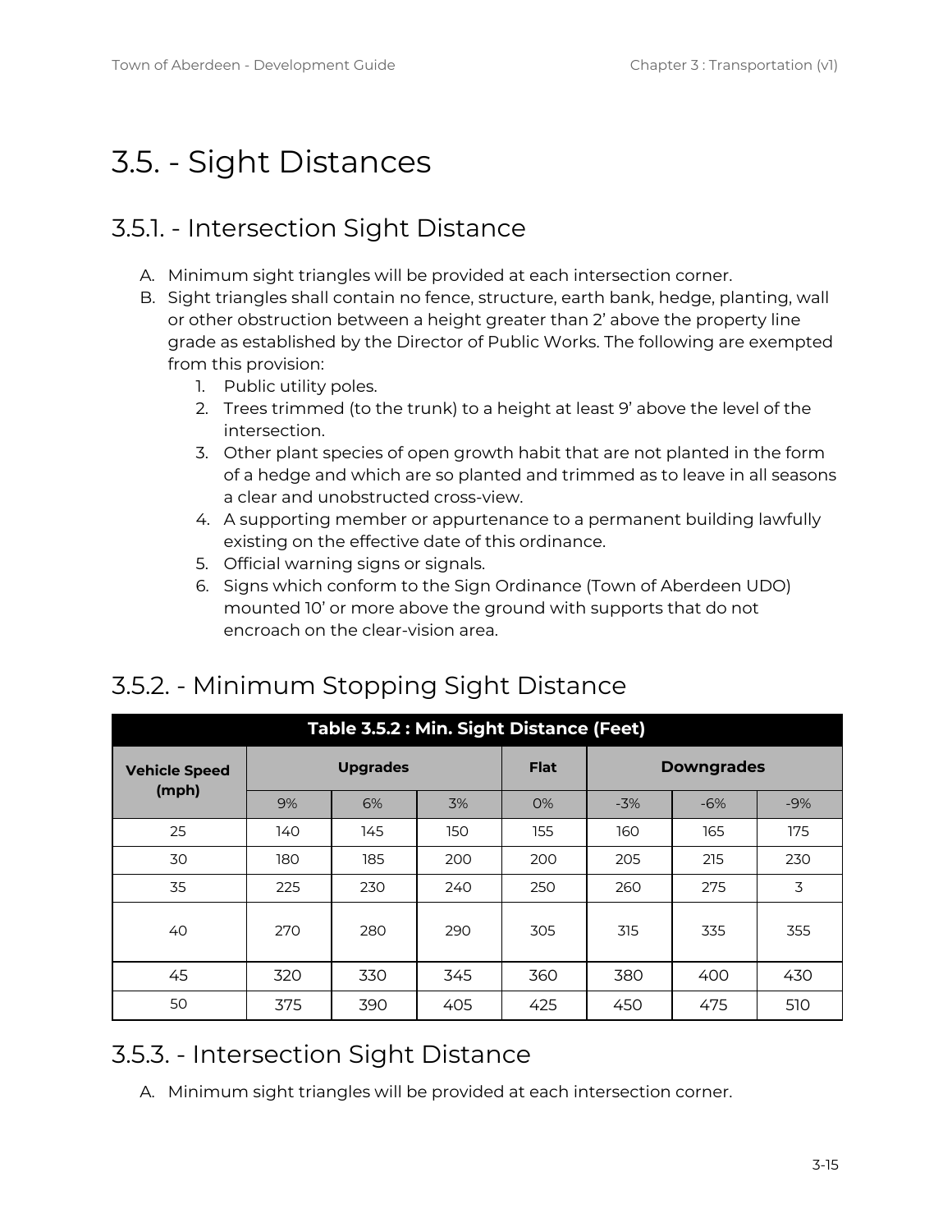# 3.5. - Sight Distances

## 3.5.1. - Intersection Sight Distance

A. Minimum sight triangles will be provided at each intersection corner.
B. Sight triangles shall contain no fence, structure, earth bank, hedge, planting, wall or other obstruction between a height greater than 2' above the property line grade as established by the Director of Public Works. The following are exempted from this provision:
    1. Public utility poles.
    2. Trees trimmed (to the trunk) to a height at least 9' above the level of the intersection.
    3. Other plant species of open growth habit that are not planted in the form of a hedge and which are so planted and trimmed as to leave in all seasons a clear and unobstructed cross-view.
    4. A supporting member or appurtenance to a permanent building lawfully existing on the effective date of this ordinance.
    5. Official warning signs or signals.
    6. Signs which conform to the Sign Ordinance (Town of Aberdeen UDO) mounted 10' or more above the ground with supports that do not encroach on the clear-vision area.

## 3.5.2. - Minimum Stopping Sight Distance

**Table 3.5.2 : Min. Sight Distance (Feet)**

| Vehicle Speed (mph) | Upgrades | | | Flat | Downgrades | | |
|---|---|---|---|---|---|---|---|
| | 9% | 6% | 3% | 0% | -3% | -6% | -9% |
| 25 | 140 | 145 | 150 | 155 | 160 | 165 | 175 |
| 30 | 180 | 185 | 200 | 200 | 205 | 215 | 230 |
| 35 | 225 | 230 | 240 | 250 | 260 | 275 | 3 |
| 40 | 270 | 280 | 290 | 305 | 315 | 335 | 355 |
| 45 | 320 | 330 | 345 | 360 | 380 | 400 | 430 |
| 50 | 375 | 390 | 405 | 425 | 450 | 475 | 510 |

## 3.5.3. - Intersection Sight Distance

A. Minimum sight triangles will be provided at each intersection corner.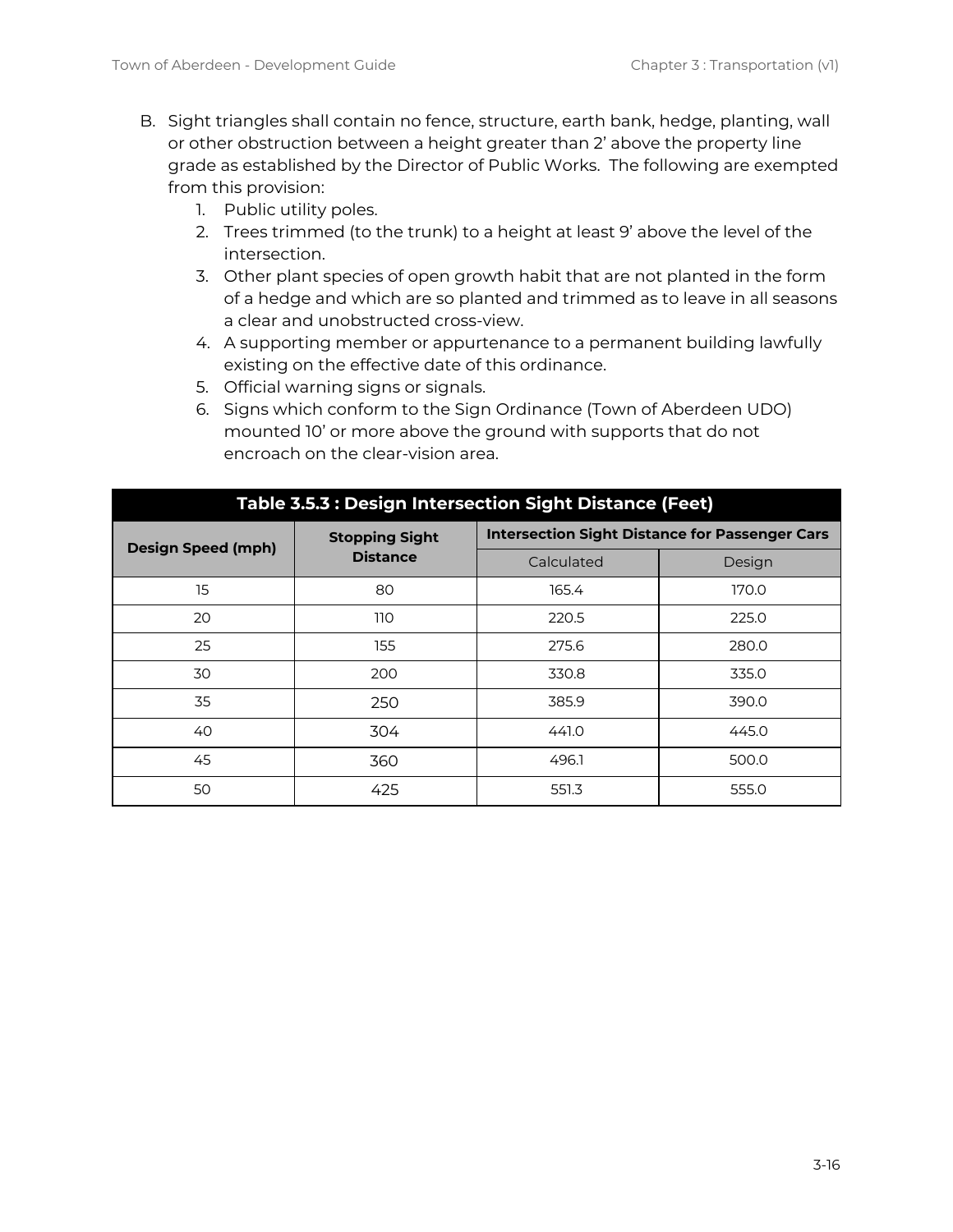B. Sight triangles shall contain no fence, structure, earth bank, hedge, planting, wall or other obstruction between a height greater than 2' above the property line grade as established by the Director of Public Works. The following are exempted from this provision:
   1. Public utility poles.
   2. Trees trimmed (to the trunk) to a height at least 9' above the level of the intersection.
   3. Other plant species of open growth habit that are not planted in the form of a hedge and which are so planted and trimmed as to leave in all seasons a clear and unobstructed cross-view.
   4. A supporting member or appurtenance to a permanent building lawfully existing on the effective date of this ordinance.
   5. Official warning signs or signals.
   6. Signs which conform to the Sign Ordinance (Town of Aberdeen UDO) mounted 10' or more above the ground with supports that do not encroach on the clear-vision area.

**Table 3.5.3 : Design Intersection Sight Distance (Feet)**

| Design Speed (mph) | Stopping Sight Distance | Intersection Sight Distance for Passenger Cars | |
|---|---|---|---|
| | | Calculated | Design |
| 15 | 80 | 165.4 | 170.0 |
| 20 | 110 | 220.5 | 225.0 |
| 25 | 155 | 275.6 | 280.0 |
| 30 | 200 | 330.8 | 335.0 |
| 35 | 250 | 385.9 | 390.0 |
| 40 | 304 | 441.0 | 445.0 |
| 45 | 360 | 496.1 | 500.0 |
| 50 | 425 | 551.3 | 555.0 |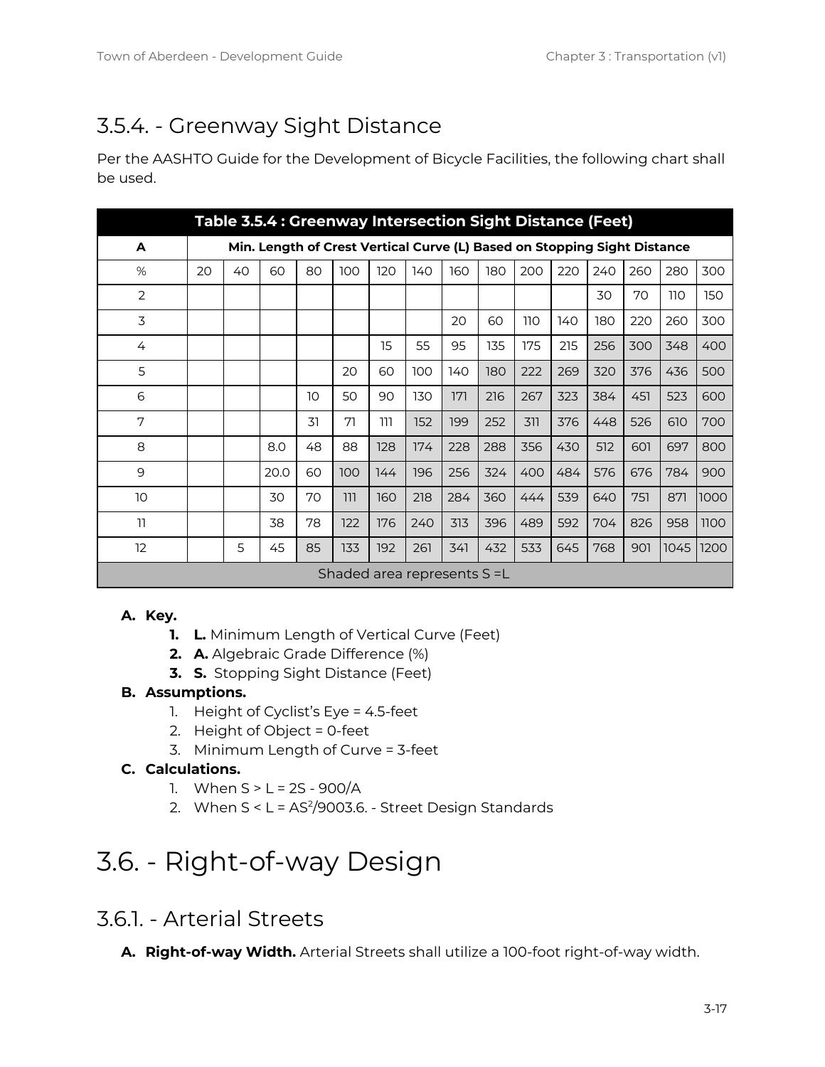## 3.5.4. - Greenway Sight Distance

Per the AASHTO Guide for the Development of Bicycle Facilities, the following chart shall be used.

| Table 3.5.4 : Greenway Intersection Sight Distance (Feet) | | | | | | | | | | | | | | | |
|---|---|---|---|---|---|---|---|---|---|---|---|---|---|---|---|
| **A** | **Min. Length of Crest Vertical Curve (L) Based on Stopping Sight Distance** | | | | | | | | | | | | | | |
| % | 20 | 40 | 60 | 80 | 100 | 120 | 140 | 160 | 180 | 200 | 220 | 240 | 260 | 280 | 300 |
| 2 | | | | | | | | | | | | 30 | 70 | 110 | 150 |
| 3 | | | | | | | | 20 | 60 | 110 | 140 | 180 | 220 | 260 | 300 |
| 4 | | | | | | 15 | 55 | 95 | 135 | 175 | 215 | 256 | 300 | 348 | 400 |
| 5 | | | | | 20 | 60 | 100 | 140 | 180 | 222 | 269 | 320 | 376 | 436 | 500 |
| 6 | | | | 10 | 50 | 90 | 130 | 171 | 216 | 267 | 323 | 384 | 451 | 523 | 600 |
| 7 | | | | 31 | 71 | 111 | 152 | 199 | 252 | 311 | 376 | 448 | 526 | 610 | 700 |
| 8 | | | 8.0 | 48 | 88 | 128 | 174 | 228 | 288 | 356 | 430 | 512 | 601 | 697 | 800 |
| 9 | | | 20.0 | 60 | 100 | 144 | 196 | 256 | 324 | 400 | 484 | 576 | 676 | 784 | 900 |
| 10 | | | 30 | 70 | 111 | 160 | 218 | 284 | 360 | 444 | 539 | 640 | 751 | 871 | 1000 |
| 11 | | | 38 | 78 | 122 | 176 | 240 | 313 | 396 | 489 | 592 | 704 | 826 | 958 | 1100 |
| 12 | | 5 | 45 | 85 | 133 | 192 | 261 | 341 | 432 | 533 | 645 | 768 | 901 | 1045 | 1200 |
| Shaded area represents S =L | | | | | | | | | | | | | | | |

**A. Key.**

1. **L.** Minimum Length of Vertical Curve (Feet)
2. **A.** Algebraic Grade Difference (%)
3. **S.** Stopping Sight Distance (Feet)

**B. Assumptions.**

1. Height of Cyclist's Eye = 4.5-feet
2. Height of Object = 0-feet
3. Minimum Length of Curve = 3-feet

**C. Calculations.**

1. When S > L = 2S - 900/A
2. When S < L = $AS^2$/9003.6. - Street Design Standards

# 3.6. - Right-of-way Design

## 3.6.1. - Arterial Streets

**A. Right-of-way Width.** Arterial Streets shall utilize a 100-foot right-of-way width.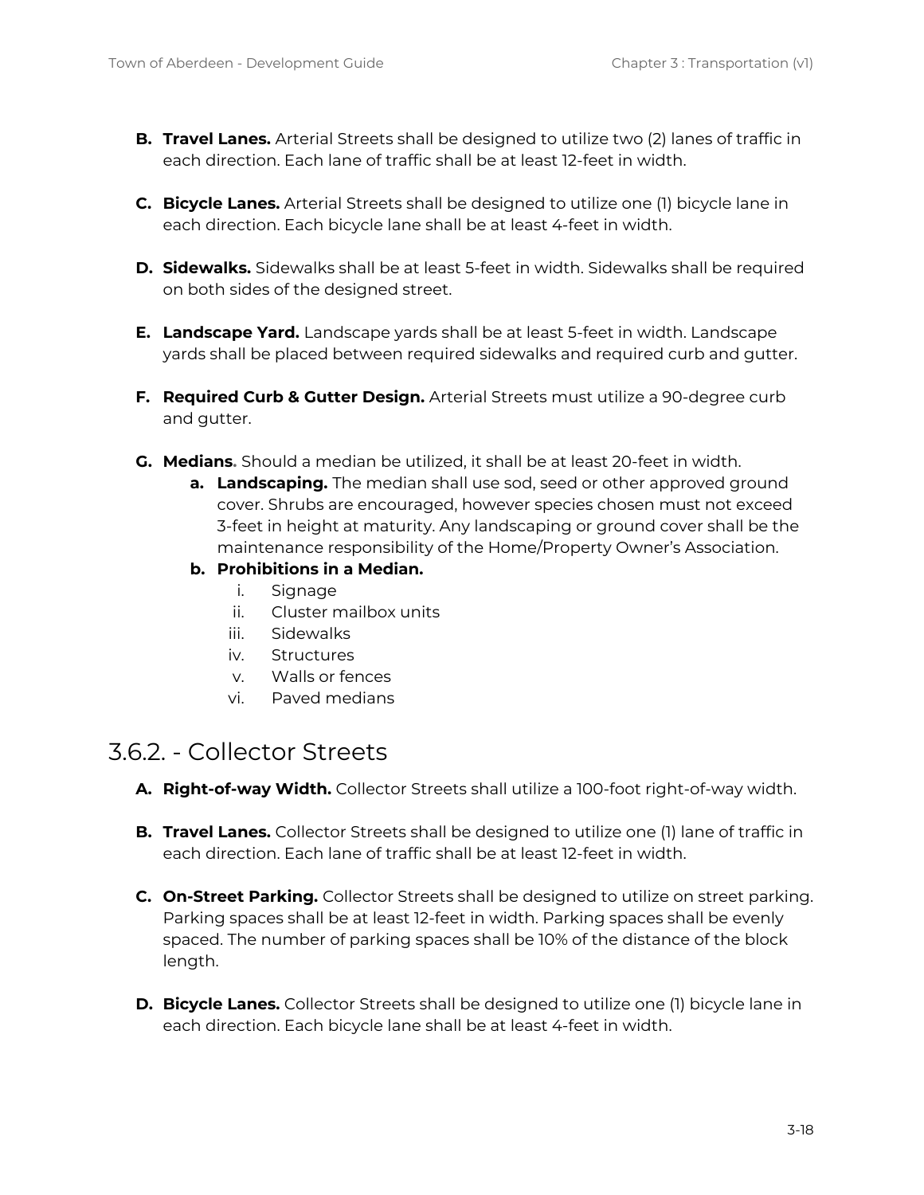B. **Travel Lanes.** Arterial Streets shall be designed to utilize two (2) lanes of traffic in each direction. Each lane of traffic shall be at least 12-feet in width.

C. **Bicycle Lanes.** Arterial Streets shall be designed to utilize one (1) bicycle lane in each direction. Each bicycle lane shall be at least 4-feet in width.

D. **Sidewalks.** Sidewalks shall be at least 5-feet in width. Sidewalks shall be required on both sides of the designed street.

E. **Landscape Yard.** Landscape yards shall be at least 5-feet in width. Landscape yards shall be placed between required sidewalks and required curb and gutter.

F. **Required Curb & Gutter Design.** Arterial Streets must utilize a 90-degree curb and gutter.

G. **Medians.** Should a median be utilized, it shall be at least 20-feet in width.
   a. **Landscaping.** The median shall use sod, seed or other approved ground cover. Shrubs are encouraged, however species chosen must not exceed 3-feet in height at maturity. Any landscaping or ground cover shall be the maintenance responsibility of the Home/Property Owner's Association.
   b. **Prohibitions in a Median.**
      i. Signage
      ii. Cluster mailbox units
      iii. Sidewalks
      iv. Structures
      v. Walls or fences
      vi. Paved medians

## 3.6.2. - Collector Streets

A. **Right-of-way Width.** Collector Streets shall utilize a 100-foot right-of-way width.

B. **Travel Lanes.** Collector Streets shall be designed to utilize one (1) lane of traffic in each direction. Each lane of traffic shall be at least 12-feet in width.

C. **On-Street Parking.** Collector Streets shall be designed to utilize on street parking. Parking spaces shall be at least 12-feet in width. Parking spaces shall be evenly spaced. The number of parking spaces shall be 10% of the distance of the block length.

D. **Bicycle Lanes.** Collector Streets shall be designed to utilize one (1) bicycle lane in each direction. Each bicycle lane shall be at least 4-feet in width.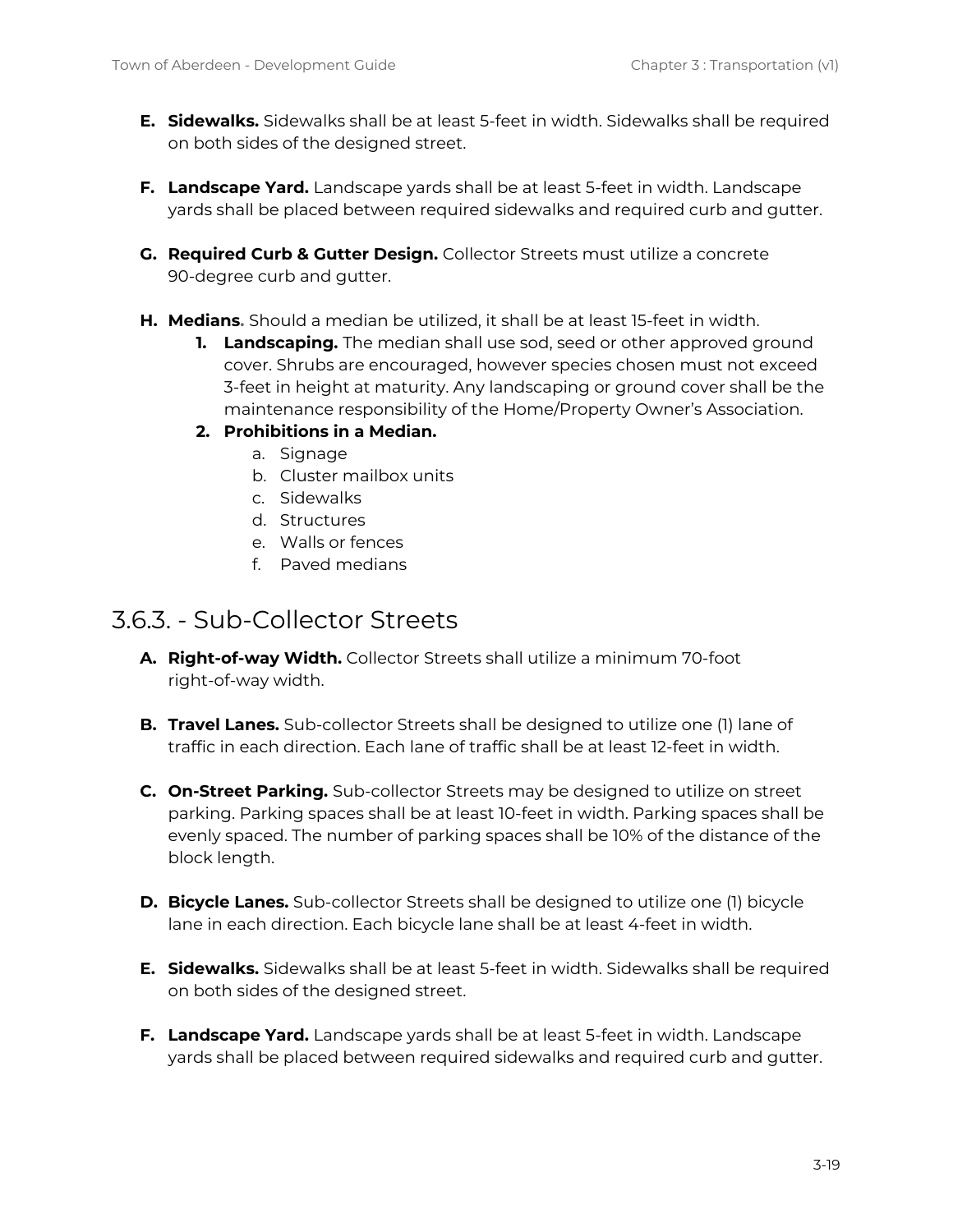**E. Sidewalks.** Sidewalks shall be at least 5-feet in width. Sidewalks shall be required on both sides of the designed street.

**F. Landscape Yard.** Landscape yards shall be at least 5-feet in width. Landscape yards shall be placed between required sidewalks and required curb and gutter.

**G. Required Curb & Gutter Design.** Collector Streets must utilize a concrete 90-degree curb and gutter.

**H. Medians.** Should a median be utilized, it shall be at least 15-feet in width.

1. **Landscaping.** The median shall use sod, seed or other approved ground cover. Shrubs are encouraged, however species chosen must not exceed 3-feet in height at maturity. Any landscaping or ground cover shall be the maintenance responsibility of the Home/Property Owner's Association.
2. **Prohibitions in a Median.**
    a. Signage
    b. Cluster mailbox units
    c. Sidewalks
    d. Structures
    e. Walls or fences
    f. Paved medians

## 3.6.3. - Sub-Collector Streets

**A. Right-of-way Width.** Collector Streets shall utilize a minimum 70-foot right-of-way width.

**B. Travel Lanes.** Sub-collector Streets shall be designed to utilize one (1) lane of traffic in each direction. Each lane of traffic shall be at least 12-feet in width.

**C. On-Street Parking.** Sub-collector Streets may be designed to utilize on street parking. Parking spaces shall be at least 10-feet in width. Parking spaces shall be evenly spaced. The number of parking spaces shall be 10% of the distance of the block length.

**D. Bicycle Lanes.** Sub-collector Streets shall be designed to utilize one (1) bicycle lane in each direction. Each bicycle lane shall be at least 4-feet in width.

**E. Sidewalks.** Sidewalks shall be at least 5-feet in width. Sidewalks shall be required on both sides of the designed street.

**F. Landscape Yard.** Landscape yards shall be at least 5-feet in width. Landscape yards shall be placed between required sidewalks and required curb and gutter.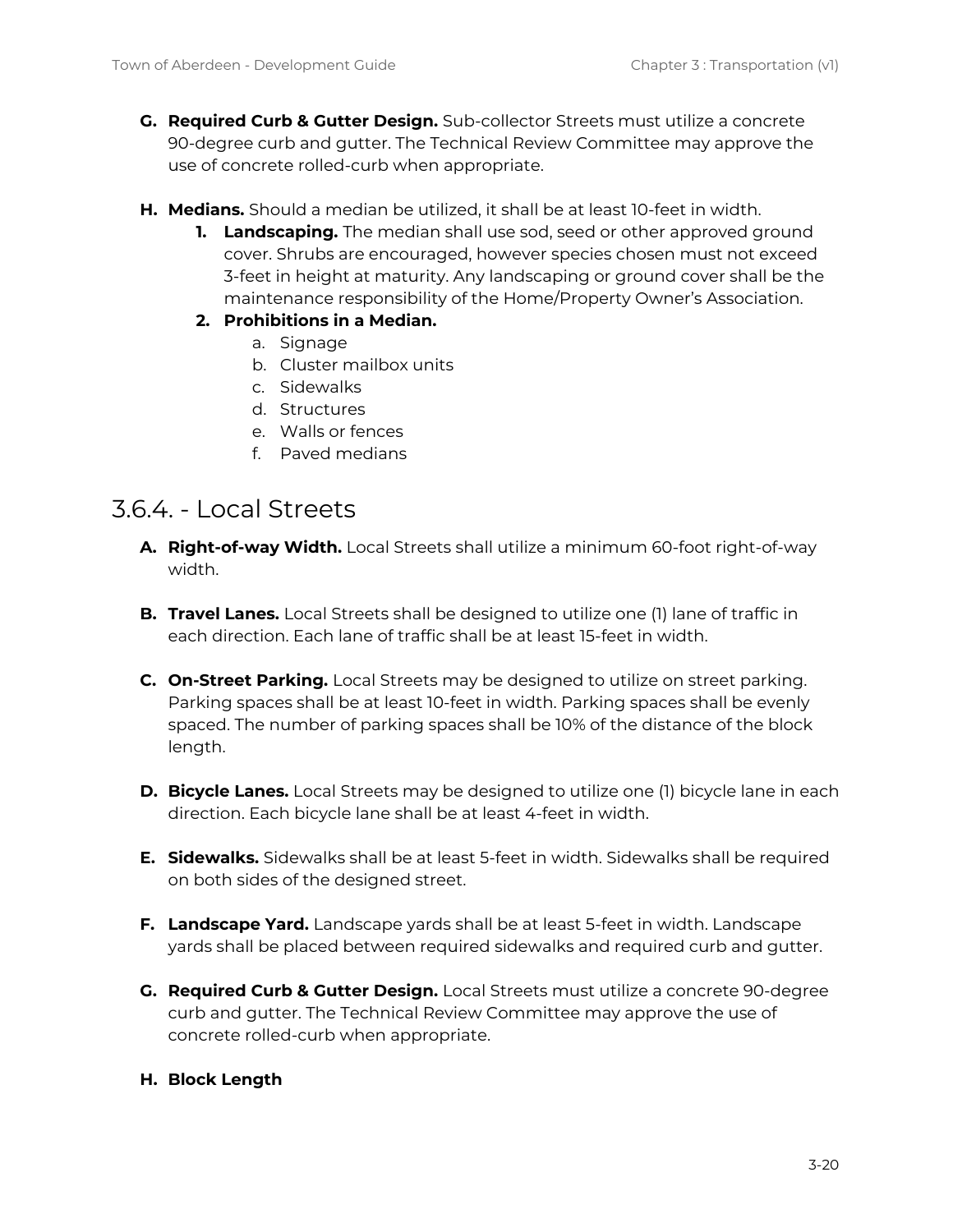**G. Required Curb & Gutter Design.** Sub-collector Streets must utilize a concrete 90-degree curb and gutter. The Technical Review Committee may approve the use of concrete rolled-curb when appropriate.

**H. Medians.** Should a median be utilized, it shall be at least 10-feet in width.

1. **Landscaping.** The median shall use sod, seed or other approved ground cover. Shrubs are encouraged, however species chosen must not exceed 3-feet in height at maturity. Any landscaping or ground cover shall be the maintenance responsibility of the Home/Property Owner's Association.
2. **Prohibitions in a Median.**
   a. Signage
   b. Cluster mailbox units
   c. Sidewalks
   d. Structures
   e. Walls or fences
   f. Paved medians

## 3.6.4. - Local Streets

**A. Right-of-way Width.** Local Streets shall utilize a minimum 60-foot right-of-way width.

**B. Travel Lanes.** Local Streets shall be designed to utilize one (1) lane of traffic in each direction. Each lane of traffic shall be at least 15-feet in width.

**C. On-Street Parking.** Local Streets may be designed to utilize on street parking. Parking spaces shall be at least 10-feet in width. Parking spaces shall be evenly spaced. The number of parking spaces shall be 10% of the distance of the block length.

**D. Bicycle Lanes.** Local Streets may be designed to utilize one (1) bicycle lane in each direction. Each bicycle lane shall be at least 4-feet in width.

**E. Sidewalks.** Sidewalks shall be at least 5-feet in width. Sidewalks shall be required on both sides of the designed street.

**F. Landscape Yard.** Landscape yards shall be at least 5-feet in width. Landscape yards shall be placed between required sidewalks and required curb and gutter.

**G. Required Curb & Gutter Design.** Local Streets must utilize a concrete 90-degree curb and gutter. The Technical Review Committee may approve the use of concrete rolled-curb when appropriate.

**H. Block Length**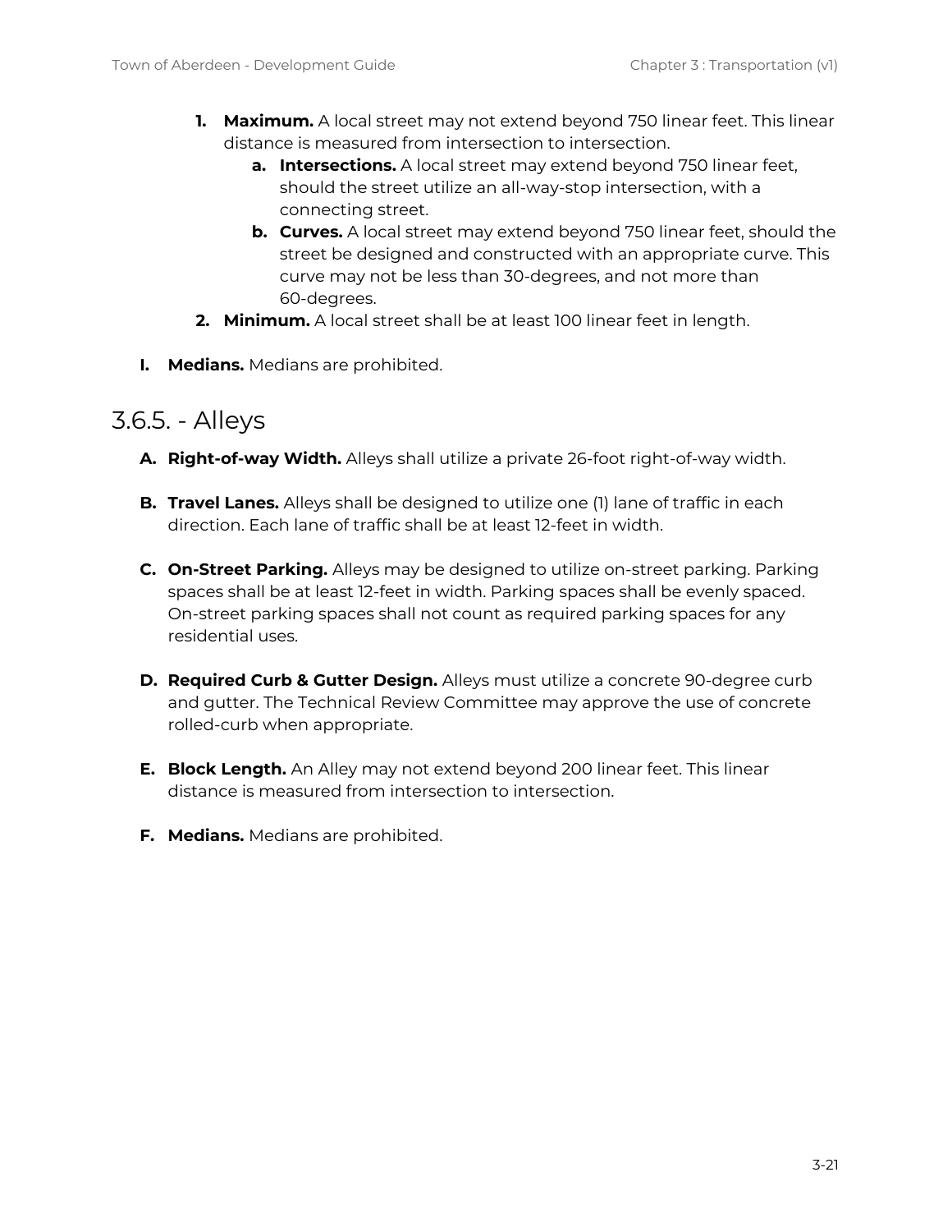1. **Maximum.** A local street may not extend beyond 750 linear feet. This linear distance is measured from intersection to intersection.
    a. **Intersections.** A local street may extend beyond 750 linear feet, should the street utilize an all-way-stop intersection, with a connecting street.
    b. **Curves.** A local street may extend beyond 750 linear feet, should the street be designed and constructed with an appropriate curve. This curve may not be less than 30-degrees, and not more than 60-degrees.
2. **Minimum.** A local street shall be at least 100 linear feet in length.

I. **Medians.** Medians are prohibited.

## 3.6.5. - Alleys

A. **Right-of-way Width.** Alleys shall utilize a private 26-foot right-of-way width.

B. **Travel Lanes.** Alleys shall be designed to utilize one (1) lane of traffic in each direction. Each lane of traffic shall be at least 12-feet in width.

C. **On-Street Parking.** Alleys may be designed to utilize on-street parking. Parking spaces shall be at least 12-feet in width. Parking spaces shall be evenly spaced. On-street parking spaces shall not count as required parking spaces for any residential uses.

D. **Required Curb & Gutter Design.** Alleys must utilize a concrete 90-degree curb and gutter. The Technical Review Committee may approve the use of concrete rolled-curb when appropriate.

E. **Block Length.** An Alley may not extend beyond 200 linear feet. This linear distance is measured from intersection to intersection.

F. **Medians.** Medians are prohibited.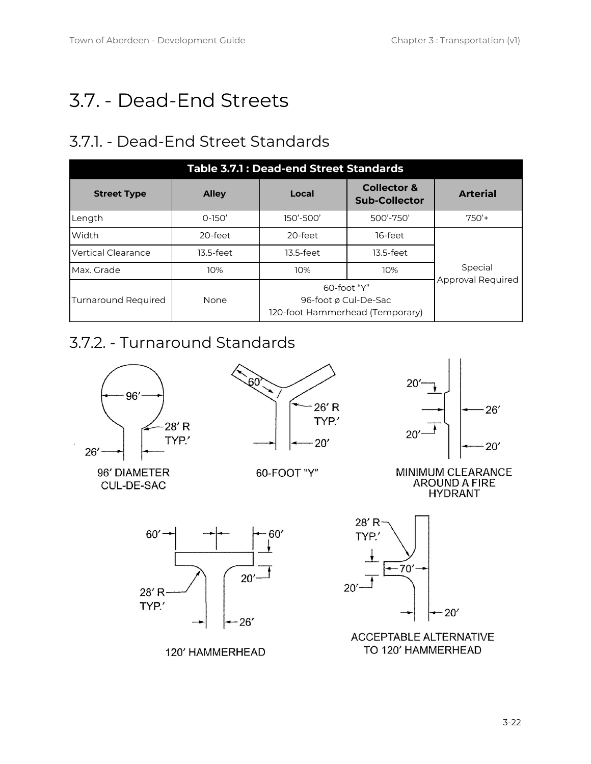# 3.7. - Dead-End Streets

## 3.7.1. - Dead-End Street Standards

| Table 3.7.1 : Dead-end Street Standards | | | | |
|---|---|---|---|---|
| **Street Type** | **Alley** | **Local** | **Collector & Sub-Collector** | **Arterial** |
| Length | 0-150’ | 150’-500’ | 500’-750’ | 750’+ |
| Width | 20-feet | 20-feet | 16-feet | Special Approval Required |
| Vertical Clearance | 13.5-feet | 13.5-feet | 13.5-feet | |
| Max. Grade | 10% | 10% | 10% | |
| Turnaround Required | None | 60-foot “Y” 96-foot ø Cul-De-Sac 120-foot Hammerhead (Temporary) | | |

## 3.7.2. - Turnaround Standards

96’ DIAMETER CUL-DE-SAC

60-FOOT "Y"

MINIMUM CLEARANCE AROUND A FIRE HYDRANT

120’ HAMMERHEAD

ACCEPTABLE ALTERNATIVE TO 120’ HAMMERHEAD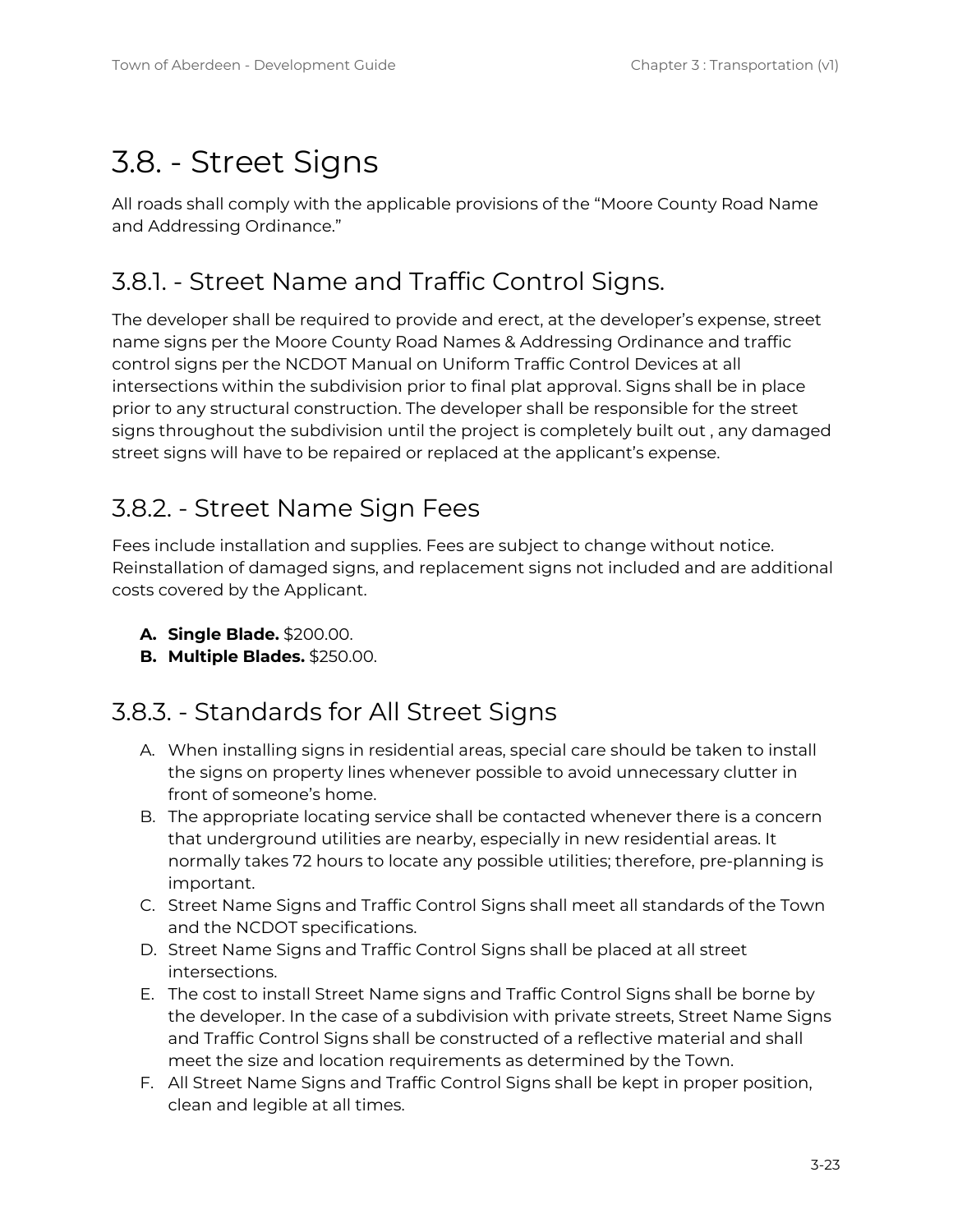# 3.8. - Street Signs

All roads shall comply with the applicable provisions of the "Moore County Road Name and Addressing Ordinance."

## 3.8.1. - Street Name and Traffic Control Signs.

The developer shall be required to provide and erect, at the developer's expense, street name signs per the Moore County Road Names & Addressing Ordinance and traffic control signs per the NCDOT Manual on Uniform Traffic Control Devices at all intersections within the subdivision prior to final plat approval. Signs shall be in place prior to any structural construction. The developer shall be responsible for the street signs throughout the subdivision until the project is completely built out , any damaged street signs will have to be repaired or replaced at the applicant's expense.

## 3.8.2. - Street Name Sign Fees

Fees include installation and supplies. Fees are subject to change without notice. Reinstallation of damaged signs, and replacement signs not included and are additional costs covered by the Applicant.

**A. Single Blade.** $200.00.
**B. Multiple Blades.** $250.00.

## 3.8.3. - Standards for All Street Signs

A. When installing signs in residential areas, special care should be taken to install the signs on property lines whenever possible to avoid unnecessary clutter in front of someone's home.
B. The appropriate locating service shall be contacted whenever there is a concern that underground utilities are nearby, especially in new residential areas. It normally takes 72 hours to locate any possible utilities; therefore, pre-planning is important.
C. Street Name Signs and Traffic Control Signs shall meet all standards of the Town and the NCDOT specifications.
D. Street Name Signs and Traffic Control Signs shall be placed at all street intersections.
E. The cost to install Street Name signs and Traffic Control Signs shall be borne by the developer. In the case of a subdivision with private streets, Street Name Signs and Traffic Control Signs shall be constructed of a reflective material and shall meet the size and location requirements as determined by the Town.
F. All Street Name Signs and Traffic Control Signs shall be kept in proper position, clean and legible at all times.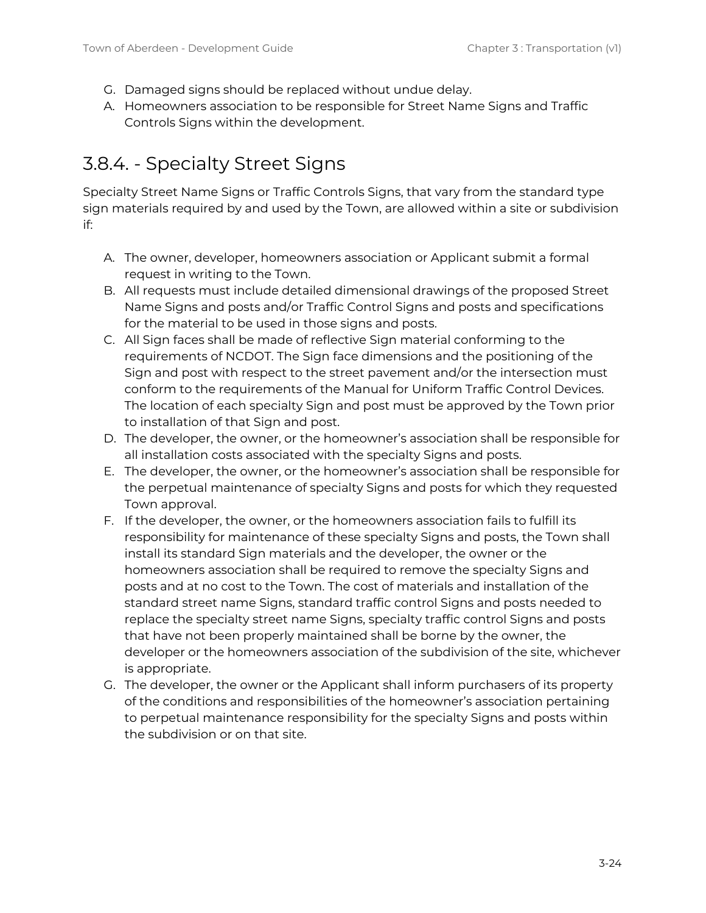G. Damaged signs should be replaced without undue delay.
A. Homeowners association to be responsible for Street Name Signs and Traffic Controls Signs within the development.

## 3.8.4. - Specialty Street Signs

Specialty Street Name Signs or Traffic Controls Signs, that vary from the standard type sign materials required by and used by the Town, are allowed within a site or subdivision if:

A. The owner, developer, homeowners association or Applicant submit a formal request in writing to the Town.
B. All requests must include detailed dimensional drawings of the proposed Street Name Signs and posts and/or Traffic Control Signs and posts and specifications for the material to be used in those signs and posts.
C. All Sign faces shall be made of reflective Sign material conforming to the requirements of NCDOT. The Sign face dimensions and the positioning of the Sign and post with respect to the street pavement and/or the intersection must conform to the requirements of the Manual for Uniform Traffic Control Devices. The location of each specialty Sign and post must be approved by the Town prior to installation of that Sign and post.
D. The developer, the owner, or the homeowner's association shall be responsible for all installation costs associated with the specialty Signs and posts.
E. The developer, the owner, or the homeowner's association shall be responsible for the perpetual maintenance of specialty Signs and posts for which they requested Town approval.
F. If the developer, the owner, or the homeowners association fails to fulfill its responsibility for maintenance of these specialty Signs and posts, the Town shall install its standard Sign materials and the developer, the owner or the homeowners association shall be required to remove the specialty Signs and posts and at no cost to the Town. The cost of materials and installation of the standard street name Signs, standard traffic control Signs and posts needed to replace the specialty street name Signs, specialty traffic control Signs and posts that have not been properly maintained shall be borne by the owner, the developer or the homeowners association of the subdivision of the site, whichever is appropriate.
G. The developer, the owner or the Applicant shall inform purchasers of its property of the conditions and responsibilities of the homeowner's association pertaining to perpetual maintenance responsibility for the specialty Signs and posts within the subdivision or on that site.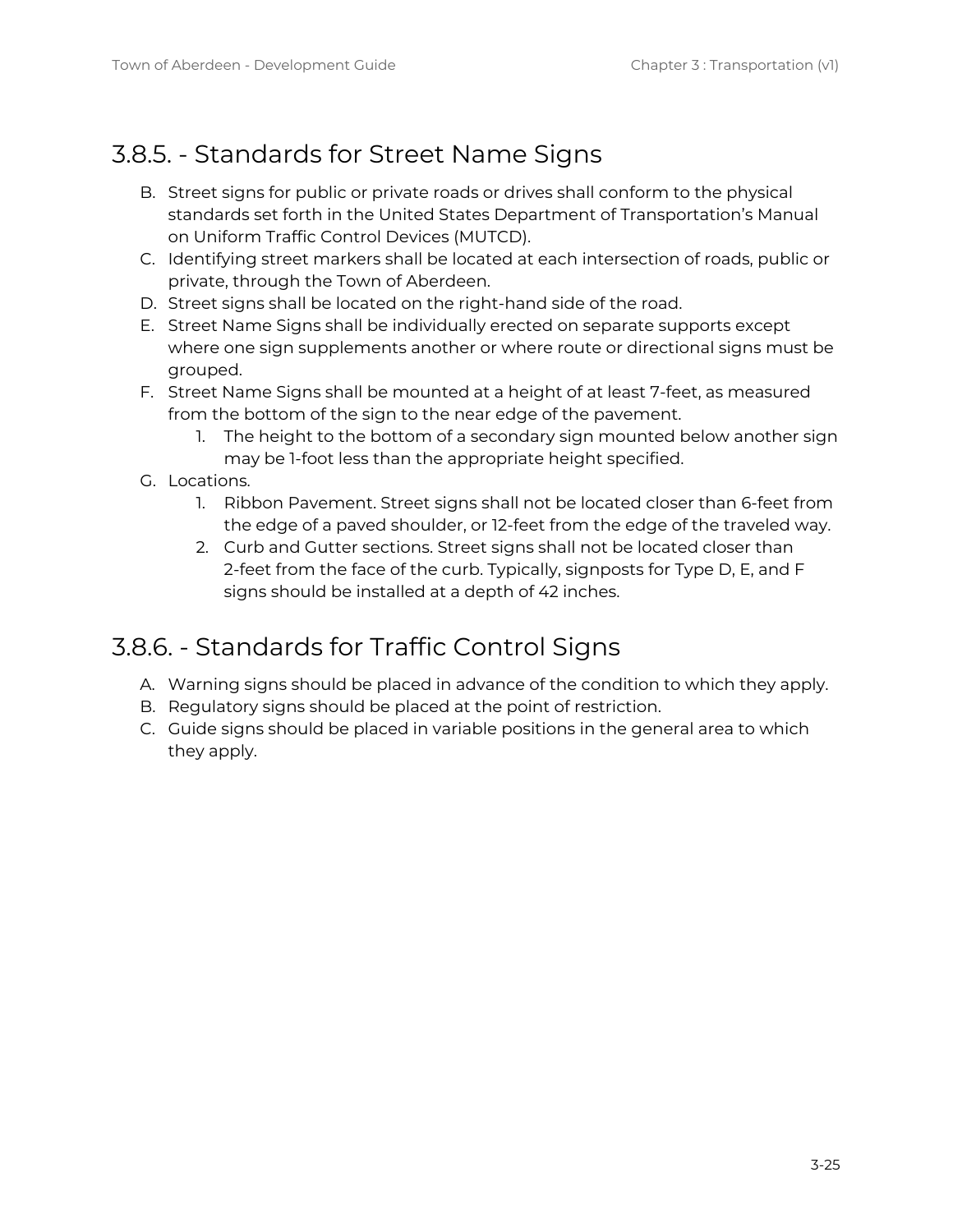## 3.8.5. - Standards for Street Name Signs

B. Street signs for public or private roads or drives shall conform to the physical standards set forth in the United States Department of Transportation's Manual on Uniform Traffic Control Devices (MUTCD).

C. Identifying street markers shall be located at each intersection of roads, public or private, through the Town of Aberdeen.

D. Street signs shall be located on the right-hand side of the road.

E. Street Name Signs shall be individually erected on separate supports except where one sign supplements another or where route or directional signs must be grouped.

F. Street Name Signs shall be mounted at a height of at least 7-feet, as measured from the bottom of the sign to the near edge of the pavement.
    1. The height to the bottom of a secondary sign mounted below another sign may be 1-foot less than the appropriate height specified.

G. Locations.
    1. Ribbon Pavement. Street signs shall not be located closer than 6-feet from the edge of a paved shoulder, or 12-feet from the edge of the traveled way.
    2. Curb and Gutter sections. Street signs shall not be located closer than 2-feet from the face of the curb. Typically, signposts for Type D, E, and F signs should be installed at a depth of 42 inches.

## 3.8.6. - Standards for Traffic Control Signs

A. Warning signs should be placed in advance of the condition to which they apply.

B. Regulatory signs should be placed at the point of restriction.

C. Guide signs should be placed in variable positions in the general area to which they apply.